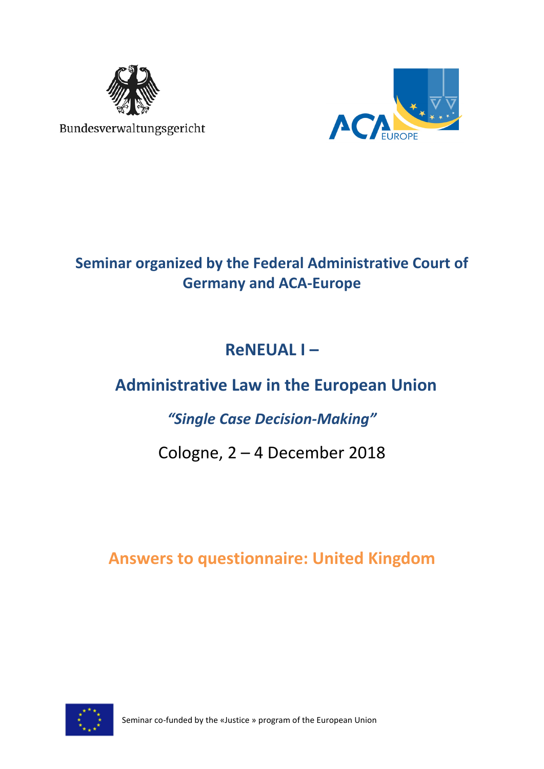Bundesverwaltungsgericht

ACA EUROPE

## Seminar organized by the Federal Administrative Court of Germany and ACA-Europe

# ReNEUAL I –

# Administrative Law in the European Union

## *"Single Case Decision-Making"*

Cologne, 2 – 4 December 2018

## Answers to questionnaire: United Kingdom

Seminar co-funded by the «Justice » program of the European Union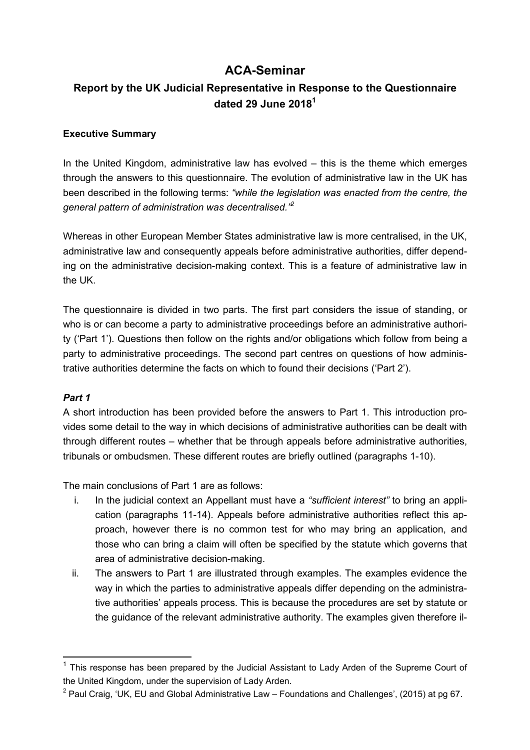# ACA-Seminar

## Report by the UK Judicial Representative in Response to the Questionnaire dated 29 June 2018[1]

**Executive Summary**

In the United Kingdom, administrative law has evolved – this is the theme which emerges through the answers to this questionnaire. The evolution of administrative law in the UK has been described in the following terms: *"while the legislation was enacted from the centre, the general pattern of administration was decentralised."*[2]

Whereas in other European Member States administrative law is more centralised, in the UK, administrative law and consequently appeals before administrative authorities, differ depending on the administrative decision-making context. This is a feature of administrative law in the UK.

The questionnaire is divided in two parts. The first part considers the issue of standing, or who is or can become a party to administrative proceedings before an administrative authority ('Part 1'). Questions then follow on the rights and/or obligations which follow from being a party to administrative proceedings. The second part centres on questions of how administrative authorities determine the facts on which to found their decisions ('Part 2').

***Part 1***

A short introduction has been provided before the answers to Part 1. This introduction provides some detail to the way in which decisions of administrative authorities can be dealt with through different routes – whether that be through appeals before administrative authorities, tribunals or ombudsmen. These different routes are briefly outlined (paragraphs 1-10).

The main conclusions of Part 1 are as follows:

i. In the judicial context an Appellant must have a *"sufficient interest"* to bring an application (paragraphs 11-14). Appeals before administrative authorities reflect this approach, however there is no common test for who may bring an application, and those who can bring a claim will often be specified by the statute which governs that area of administrative decision-making.

ii. The answers to Part 1 are illustrated through examples. The examples evidence the way in which the parties to administrative appeals differ depending on the administrative authorities' appeals process. This is because the procedures are set by statute or the guidance of the relevant administrative authority. The examples given therefore il-

---

[1] This response has been prepared by the Judicial Assistant to Lady Arden of the Supreme Court of the United Kingdom, under the supervision of Lady Arden.

[2] Paul Craig, 'UK, EU and Global Administrative Law – Foundations and Challenges', (2015) at pg 67.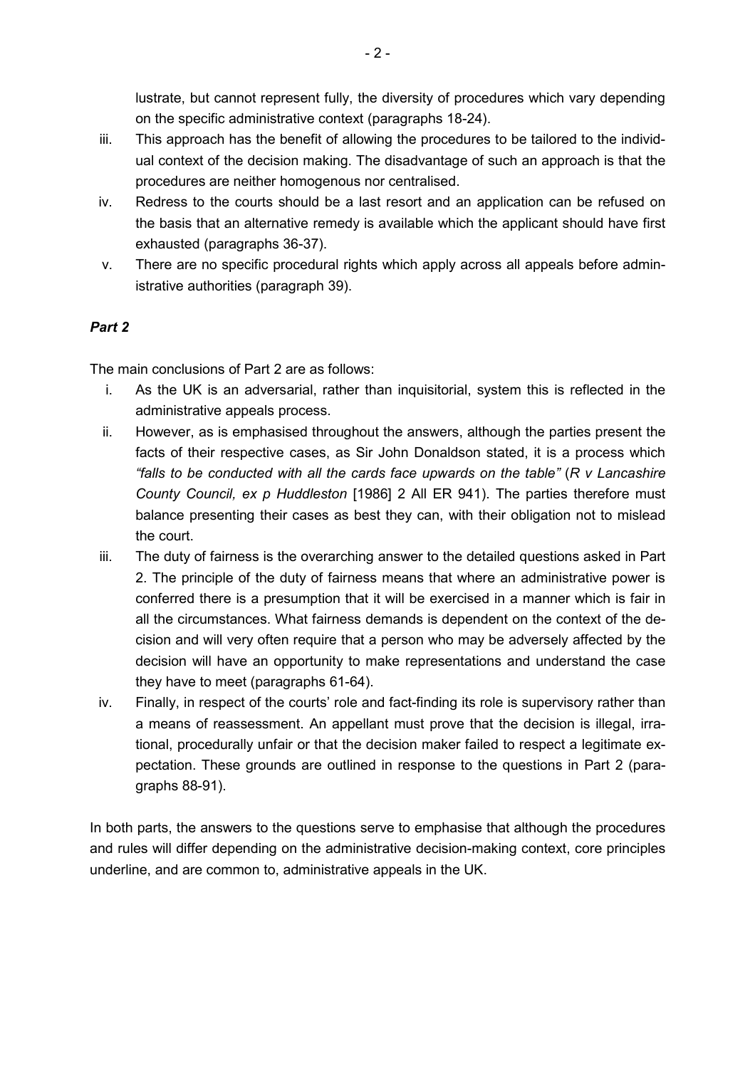lustrate, but cannot represent fully, the diversity of procedures which vary depending on the specific administrative context (paragraphs 18-24).

iii. This approach has the benefit of allowing the procedures to be tailored to the individual context of the decision making. The disadvantage of such an approach is that the procedures are neither homogenous nor centralised.

iv. Redress to the courts should be a last resort and an application can be refused on the basis that an alternative remedy is available which the applicant should have first exhausted (paragraphs 36-37).

v. There are no specific procedural rights which apply across all appeals before administrative authorities (paragraph 39).

***Part 2***

The main conclusions of Part 2 are as follows:

i. As the UK is an adversarial, rather than inquisitorial, system this is reflected in the administrative appeals process.

ii. However, as is emphasised throughout the answers, although the parties present the facts of their respective cases, as Sir John Donaldson stated, it is a process which *"falls to be conducted with all the cards face upwards on the table"* (*R v Lancashire County Council, ex p Huddleston* [1986] 2 All ER 941). The parties therefore must balance presenting their cases as best they can, with their obligation not to mislead the court.

iii. The duty of fairness is the overarching answer to the detailed questions asked in Part 2. The principle of the duty of fairness means that where an administrative power is conferred there is a presumption that it will be exercised in a manner which is fair in all the circumstances. What fairness demands is dependent on the context of the decision and will very often require that a person who may be adversely affected by the decision will have an opportunity to make representations and understand the case they have to meet (paragraphs 61-64).

iv. Finally, in respect of the courts' role and fact-finding its role is supervisory rather than a means of reassessment. An appellant must prove that the decision is illegal, irrational, procedurally unfair or that the decision maker failed to respect a legitimate expectation. These grounds are outlined in response to the questions in Part 2 (paragraphs 88-91).

In both parts, the answers to the questions serve to emphasise that although the procedures and rules will differ depending on the administrative decision-making context, core principles underline, and are common to, administrative appeals in the UK.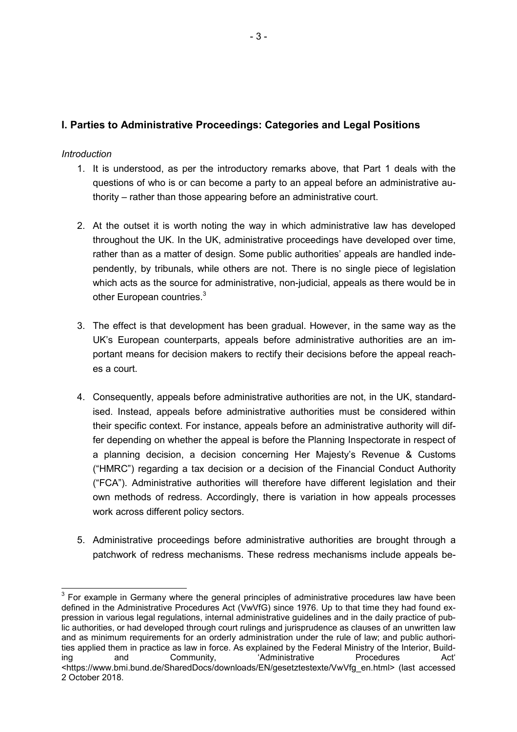## I. Parties to Administrative Proceedings: Categories and Legal Positions

*Introduction*

1. It is understood, as per the introductory remarks above, that Part 1 deals with the questions of who is or can become a party to an appeal before an administrative authority – rather than those appearing before an administrative court.

2. At the outset it is worth noting the way in which administrative law has developed throughout the UK. In the UK, administrative proceedings have developed over time, rather than as a matter of design. Some public authorities' appeals are handled independently, by tribunals, while others are not. There is no single piece of legislation which acts as the source for administrative, non-judicial, appeals as there would be in other European countries.[3]

3. The effect is that development has been gradual. However, in the same way as the UK's European counterparts, appeals before administrative authorities are an important means for decision makers to rectify their decisions before the appeal reaches a court.

4. Consequently, appeals before administrative authorities are not, in the UK, standardised. Instead, appeals before administrative authorities must be considered within their specific context. For instance, appeals before an administrative authority will differ depending on whether the appeal is before the Planning Inspectorate in respect of a planning decision, a decision concerning Her Majesty's Revenue & Customs ("HMRC") regarding a tax decision or a decision of the Financial Conduct Authority ("FCA"). Administrative authorities will therefore have different legislation and their own methods of redress. Accordingly, there is variation in how appeals processes work across different policy sectors.

5. Administrative proceedings before administrative authorities are brought through a patchwork of redress mechanisms. These redress mechanisms include appeals be-

---

[3] For example in Germany where the general principles of administrative procedures law have been defined in the Administrative Procedures Act (VwVfG) since 1976. Up to that time they had found expression in various legal regulations, internal administrative guidelines and in the daily practice of public authorities, or had developed through court rulings and jurisprudence as clauses of an unwritten law and as minimum requirements for an orderly administration under the rule of law; and public authorities applied them in practice as law in force. As explained by the Federal Ministry of the Interior, Building and Community, 'Administrative Procedures Act' <https://www.bmi.bund.de/SharedDocs/downloads/EN/gesetztestexte/VwVfg_en.html> (last accessed 2 October 2018.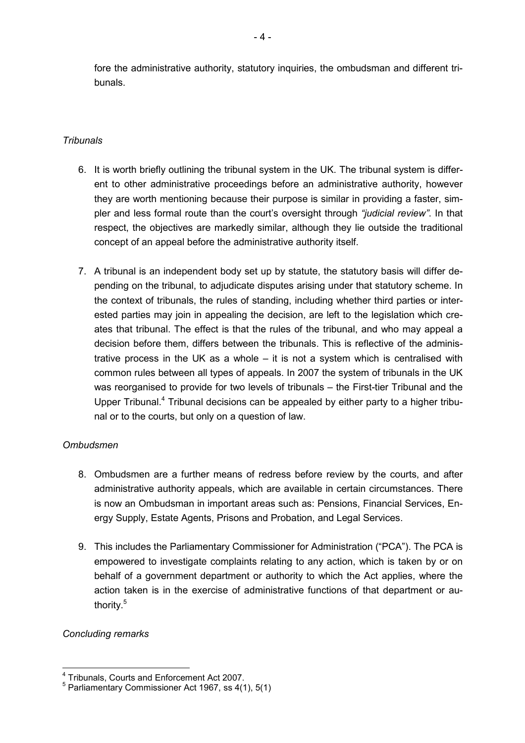fore the administrative authority, statutory inquiries, the ombudsman and different tribunals.

*Tribunals*

6. It is worth briefly outlining the tribunal system in the UK. The tribunal system is different to other administrative proceedings before an administrative authority, however they are worth mentioning because their purpose is similar in providing a faster, simpler and less formal route than the court's oversight through *"judicial review"*. In that respect, the objectives are markedly similar, although they lie outside the traditional concept of an appeal before the administrative authority itself.

7. A tribunal is an independent body set up by statute, the statutory basis will differ depending on the tribunal, to adjudicate disputes arising under that statutory scheme. In the context of tribunals, the rules of standing, including whether third parties or interested parties may join in appealing the decision, are left to the legislation which creates that tribunal. The effect is that the rules of the tribunal, and who may appeal a decision before them, differs between the tribunals. This is reflective of the administrative process in the UK as a whole – it is not a system which is centralised with common rules between all types of appeals. In 2007 the system of tribunals in the UK was reorganised to provide for two levels of tribunals – the First-tier Tribunal and the Upper Tribunal.[4] Tribunal decisions can be appealed by either party to a higher tribunal or to the courts, but only on a question of law.

*Ombudsmen*

8. Ombudsmen are a further means of redress before review by the courts, and after administrative authority appeals, which are available in certain circumstances. There is now an Ombudsman in important areas such as: Pensions, Financial Services, Energy Supply, Estate Agents, Prisons and Probation, and Legal Services.

9. This includes the Parliamentary Commissioner for Administration ("PCA"). The PCA is empowered to investigate complaints relating to any action, which is taken by or on behalf of a government department or authority to which the Act applies, where the action taken is in the exercise of administrative functions of that department or authority.[5]

*Concluding remarks*

---

[4] Tribunals, Courts and Enforcement Act 2007.

[5] Parliamentary Commissioner Act 1967, ss 4(1), 5(1)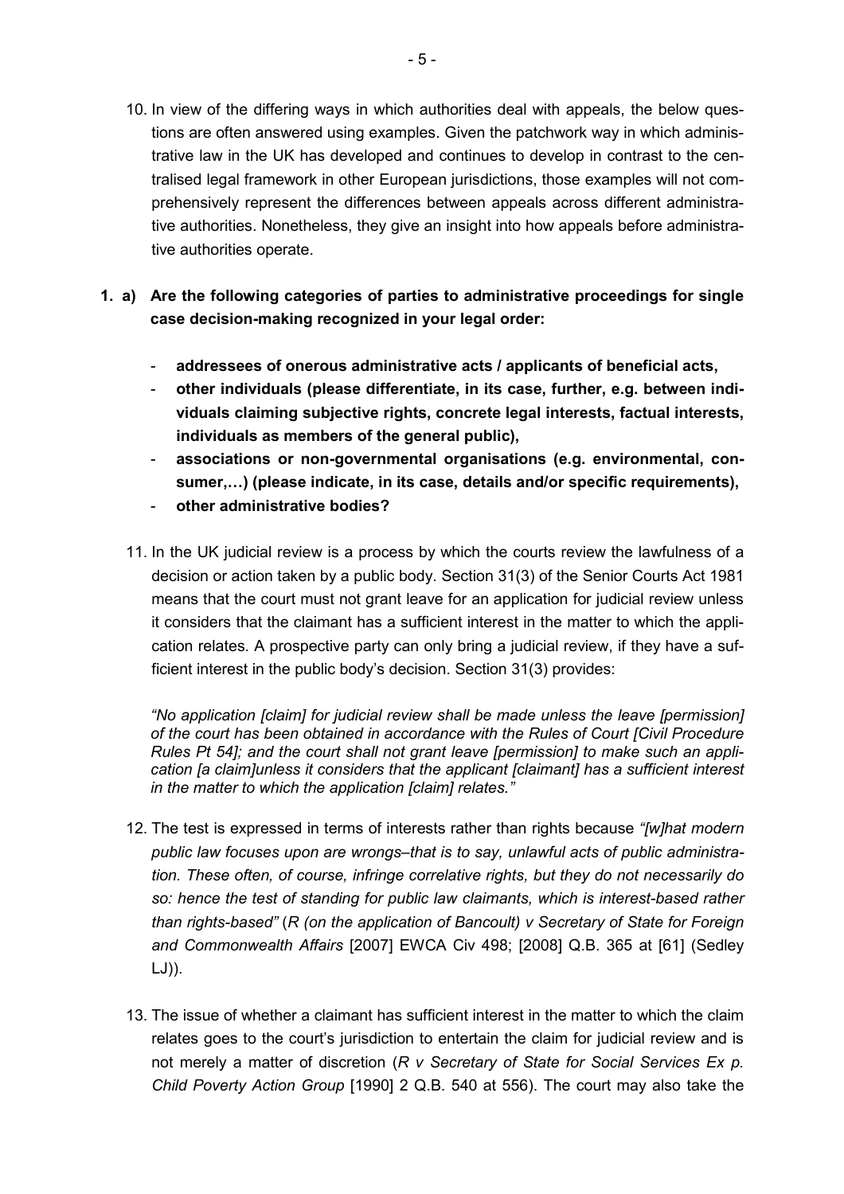10. In view of the differing ways in which authorities deal with appeals, the below questions are often answered using examples. Given the patchwork way in which administrative law in the UK has developed and continues to develop in contrast to the centralised legal framework in other European jurisdictions, those examples will not comprehensively represent the differences between appeals across different administrative authorities. Nonetheless, they give an insight into how appeals before administrative authorities operate.

**1. a) Are the following categories of parties to administrative proceedings for single case decision-making recognized in your legal order:**

- **addressees of onerous administrative acts / applicants of beneficial acts,**
- **other individuals (please differentiate, in its case, further, e.g. between individuals claiming subjective rights, concrete legal interests, factual interests, individuals as members of the general public),**
- **associations or non-governmental organisations (e.g. environmental, consumer,…) (please indicate, in its case, details and/or specific requirements),**
- **other administrative bodies?**

11. In the UK judicial review is a process by which the courts review the lawfulness of a decision or action taken by a public body. Section 31(3) of the Senior Courts Act 1981 means that the court must not grant leave for an application for judicial review unless it considers that the claimant has a sufficient interest in the matter to which the application relates. A prospective party can only bring a judicial review, if they have a sufficient interest in the public body's decision. Section 31(3) provides:

*"No application [claim] for judicial review shall be made unless the leave [permission] of the court has been obtained in accordance with the Rules of Court [Civil Procedure Rules Pt 54]; and the court shall not grant leave [permission] to make such an application [a claim]unless it considers that the applicant [claimant] has a sufficient interest in the matter to which the application [claim] relates."*

12. The test is expressed in terms of interests rather than rights because *"[w]hat modern public law focuses upon are wrongs–that is to say, unlawful acts of public administration. These often, of course, infringe correlative rights, but they do not necessarily do so: hence the test of standing for public law claimants, which is interest-based rather than rights-based"* (*R (on the application of Bancoult) v Secretary of State for Foreign and Commonwealth Affairs* [2007] EWCA Civ 498; [2008] Q.B. 365 at [61] (Sedley LJ)).

13. The issue of whether a claimant has sufficient interest in the matter to which the claim relates goes to the court's jurisdiction to entertain the claim for judicial review and is not merely a matter of discretion (*R v Secretary of State for Social Services Ex p. Child Poverty Action Group* [1990] 2 Q.B. 540 at 556). The court may also take the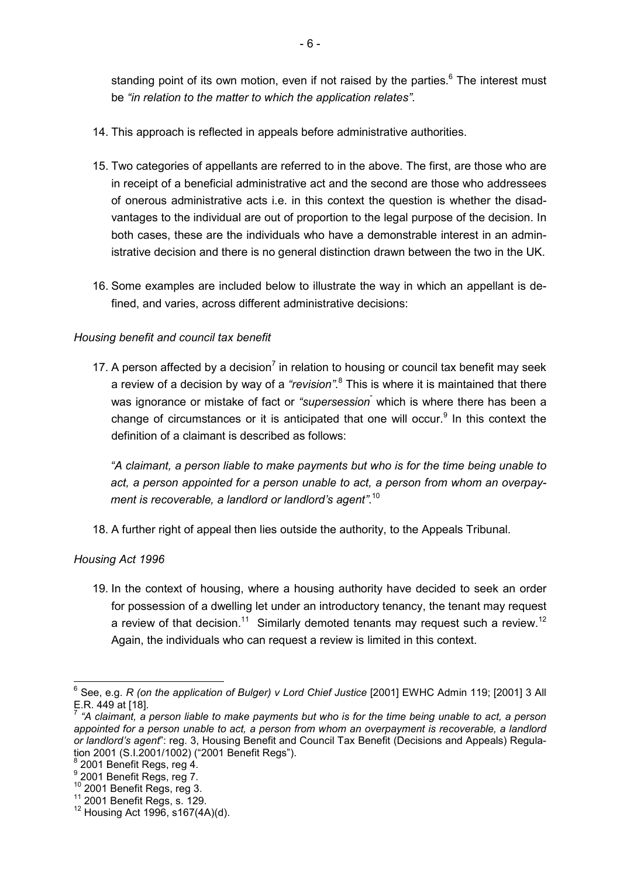standing point of its own motion, even if not raised by the parties.[6] The interest must be *"in relation to the matter to which the application relates"*.

14. This approach is reflected in appeals before administrative authorities.

15. Two categories of appellants are referred to in the above. The first, are those who are in receipt of a beneficial administrative act and the second are those who addressees of onerous administrative acts i.e. in this context the question is whether the disadvantages to the individual are out of proportion to the legal purpose of the decision. In both cases, these are the individuals who have a demonstrable interest in an administrative decision and there is no general distinction drawn between the two in the UK.

16. Some examples are included below to illustrate the way in which an appellant is defined, and varies, across different administrative decisions:

*Housing benefit and council tax benefit*

17. A person affected by a decision[7] in relation to housing or council tax benefit may seek a review of a decision by way of a *"revision"*.[8] This is where it is maintained that there was ignorance or mistake of fact or *"supersession"* which is where there has been a change of circumstances or it is anticipated that one will occur.[9] In this context the definition of a claimant is described as follows:

    *"A claimant, a person liable to make payments but who is for the time being unable to act, a person appointed for a person unable to act, a person from whom an overpayment is recoverable, a landlord or landlord's agent"*.[10]

18. A further right of appeal then lies outside the authority, to the Appeals Tribunal.

*Housing Act 1996*

19. In the context of housing, where a housing authority have decided to seek an order for possession of a dwelling let under an introductory tenancy, the tenant may request a review of that decision.[11] Similarly demoted tenants may request such a review.[12] Again, the individuals who can request a review is limited in this context.

---

[6] See, e.g. *R (on the application of Bulger) v Lord Chief Justice* [2001] EWHC Admin 119; [2001] 3 All E.R. 449 at [18].

[7] *"A claimant, a person liable to make payments but who is for the time being unable to act, a person appointed for a person unable to act, a person from whom an overpayment is recoverable, a landlord or landlord's agent*": reg. 3, Housing Benefit and Council Tax Benefit (Decisions and Appeals) Regulation 2001 (S.I.2001/1002) ("2001 Benefit Regs").

[8] 2001 Benefit Regs, reg 4.

[9] 2001 Benefit Regs, reg 7.

[10] 2001 Benefit Regs, reg 3.

[11] 2001 Benefit Regs, s. 129.

[12] Housing Act 1996, s167(4A)(d).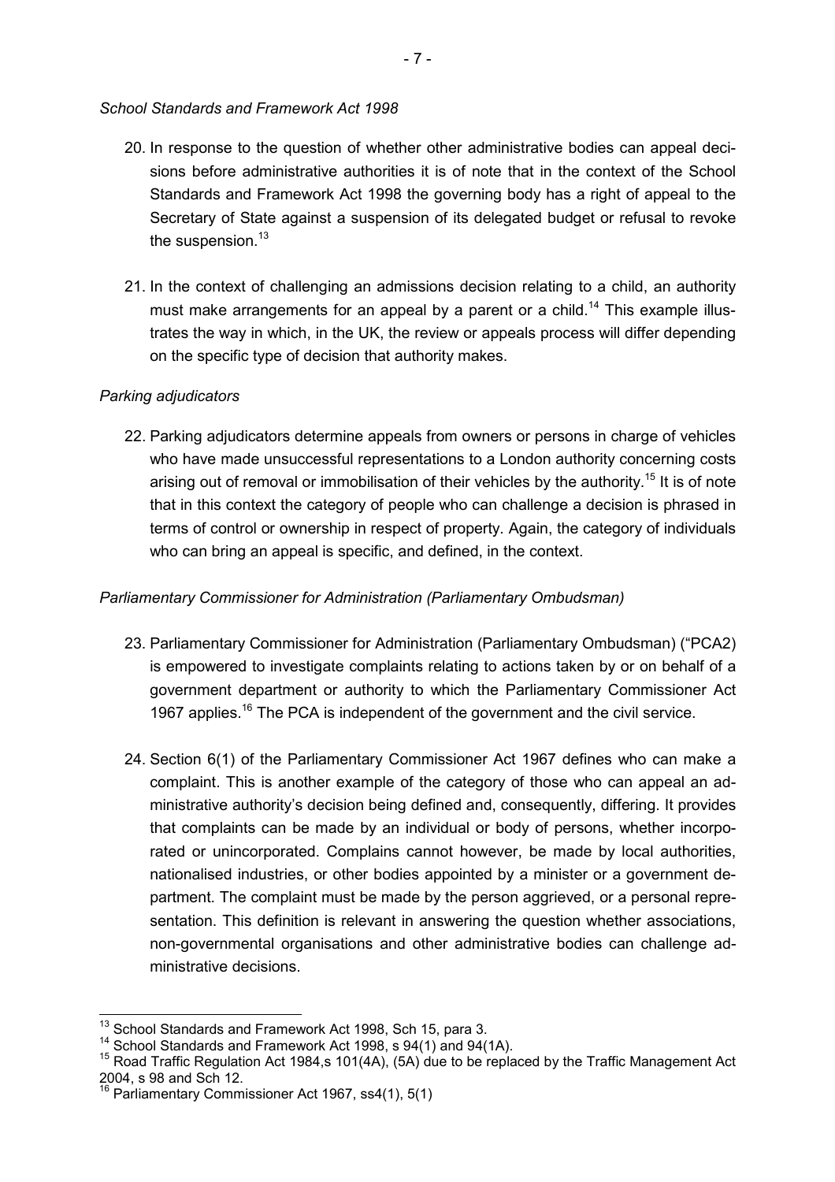*School Standards and Framework Act 1998*

20. In response to the question of whether other administrative bodies can appeal decisions before administrative authorities it is of note that in the context of the School Standards and Framework Act 1998 the governing body has a right of appeal to the Secretary of State against a suspension of its delegated budget or refusal to revoke the suspension.[13]

21. In the context of challenging an admissions decision relating to a child, an authority must make arrangements for an appeal by a parent or a child.[14] This example illustrates the way in which, in the UK, the review or appeals process will differ depending on the specific type of decision that authority makes.

*Parking adjudicators*

22. Parking adjudicators determine appeals from owners or persons in charge of vehicles who have made unsuccessful representations to a London authority concerning costs arising out of removal or immobilisation of their vehicles by the authority.[15] It is of note that in this context the category of people who can challenge a decision is phrased in terms of control or ownership in respect of property. Again, the category of individuals who can bring an appeal is specific, and defined, in the context.

*Parliamentary Commissioner for Administration (Parliamentary Ombudsman)*

23. Parliamentary Commissioner for Administration (Parliamentary Ombudsman) ("PCA2) is empowered to investigate complaints relating to actions taken by or on behalf of a government department or authority to which the Parliamentary Commissioner Act 1967 applies.[16] The PCA is independent of the government and the civil service.

24. Section 6(1) of the Parliamentary Commissioner Act 1967 defines who can make a complaint. This is another example of the category of those who can appeal an administrative authority's decision being defined and, consequently, differing. It provides that complaints can be made by an individual or body of persons, whether incorporated or unincorporated. Complains cannot however, be made by local authorities, nationalised industries, or other bodies appointed by a minister or a government department. The complaint must be made by the person aggrieved, or a personal representation. This definition is relevant in answering the question whether associations, non-governmental organisations and other administrative bodies can challenge administrative decisions.

---

[13] School Standards and Framework Act 1998, Sch 15, para 3.

[14] School Standards and Framework Act 1998, s 94(1) and 94(1A).

[15] Road Traffic Regulation Act 1984,s 101(4A), (5A) due to be replaced by the Traffic Management Act 2004, s 98 and Sch 12.

[16] Parliamentary Commissioner Act 1967, ss4(1), 5(1)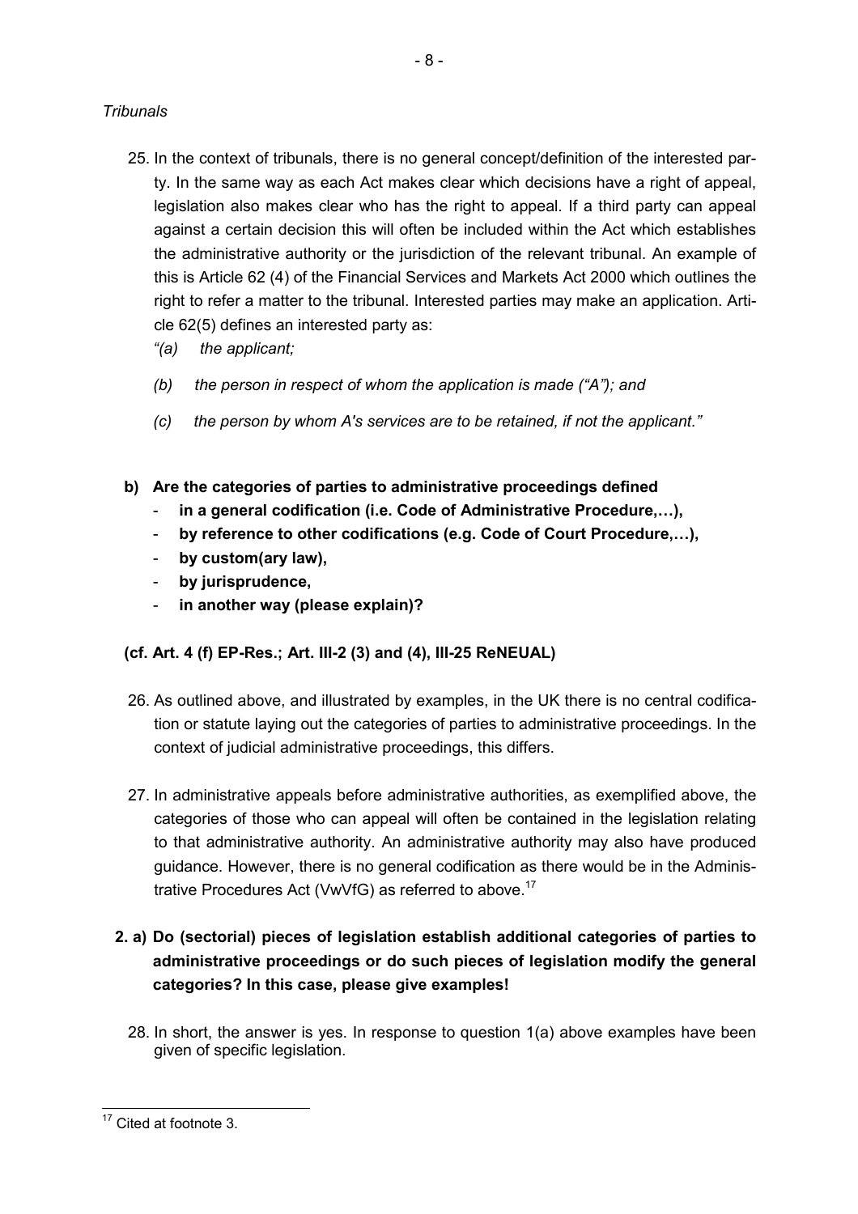*Tribunals*

25. In the context of tribunals, there is no general concept/definition of the interested party. In the same way as each Act makes clear which decisions have a right of appeal, legislation also makes clear who has the right to appeal. If a third party can appeal against a certain decision this will often be included within the Act which establishes the administrative authority or the jurisdiction of the relevant tribunal. An example of this is Article 62 (4) of the Financial Services and Markets Act 2000 which outlines the right to refer a matter to the tribunal. Interested parties may make an application. Article 62(5) defines an interested party as:

   *"(a) the applicant;*

   *(b) the person in respect of whom the application is made ("A"); and*

   *(c) the person by whom A's services are to be retained, if not the applicant."*

**b) Are the categories of parties to administrative proceedings defined**

- **in a general codification (i.e. Code of Administrative Procedure,…),**
- **by reference to other codifications (e.g. Code of Court Procedure,…),**
- **by custom(ary law),**
- **by jurisprudence,**
- **in another way (please explain)?**

**(cf. Art. 4 (f) EP-Res.; Art. III-2 (3) and (4), III-25 ReNEUAL)**

26. As outlined above, and illustrated by examples, in the UK there is no central codification or statute laying out the categories of parties to administrative proceedings. In the context of judicial administrative proceedings, this differs.

27. In administrative appeals before administrative authorities, as exemplified above, the categories of those who can appeal will often be contained in the legislation relating to that administrative authority. An administrative authority may also have produced guidance. However, there is no general codification as there would be in the Administrative Procedures Act (VwVfG) as referred to above.[17]

**2. a) Do (sectorial) pieces of legislation establish additional categories of parties to administrative proceedings or do such pieces of legislation modify the general categories? In this case, please give examples!**

28. In short, the answer is yes. In response to question 1(a) above examples have been given of specific legislation.

[17] Cited at footnote 3.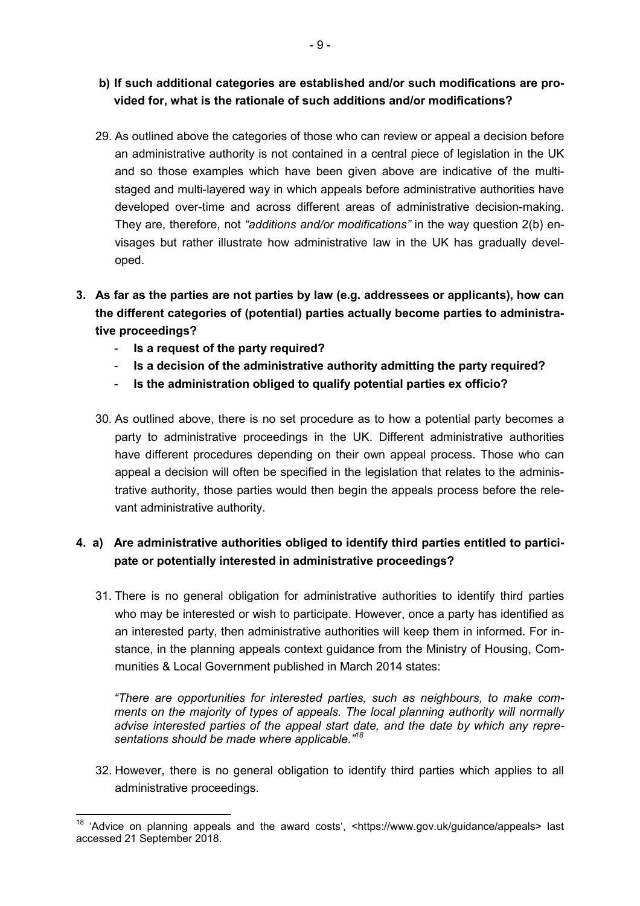**b) If such additional categories are established and/or such modifications are provided for, what is the rationale of such additions and/or modifications?**

29. As outlined above the categories of those who can review or appeal a decision before an administrative authority is not contained in a central piece of legislation in the UK and so those examples which have been given above are indicative of the multi-staged and multi-layered way in which appeals before administrative authorities have developed over-time and across different areas of administrative decision-making. They are, therefore, not *"additions and/or modifications"* in the way question 2(b) envisages but rather illustrate how administrative law in the UK has gradually developed.

**3. As far as the parties are not parties by law (e.g. addressees or applicants), how can the different categories of (potential) parties actually become parties to administrative proceedings?**

- **Is a request of the party required?**
- **Is a decision of the administrative authority admitting the party required?**
- **Is the administration obliged to qualify potential parties ex officio?**

30. As outlined above, there is no set procedure as to how a potential party becomes a party to administrative proceedings in the UK. Different administrative authorities have different procedures depending on their own appeal process. Those who can appeal a decision will often be specified in the legislation that relates to the administrative authority, those parties would then begin the appeals process before the relevant administrative authority.

**4. a) Are administrative authorities obliged to identify third parties entitled to participate or potentially interested in administrative proceedings?**

31. There is no general obligation for administrative authorities to identify third parties who may be interested or wish to participate. However, once a party has identified as an interested party, then administrative authorities will keep them in informed. For instance, in the planning appeals context guidance from the Ministry of Housing, Communities & Local Government published in March 2014 states:

*"There are opportunities for interested parties, such as neighbours, to make comments on the majority of types of appeals. The local planning authority will normally advise interested parties of the appeal start date, and the date by which any representations should be made where applicable."*[18]

32. However, there is no general obligation to identify third parties which applies to all administrative proceedings.

---

[18] 'Advice on planning appeals and the award costs', <https://www.gov.uk/guidance/appeals> last accessed 21 September 2018.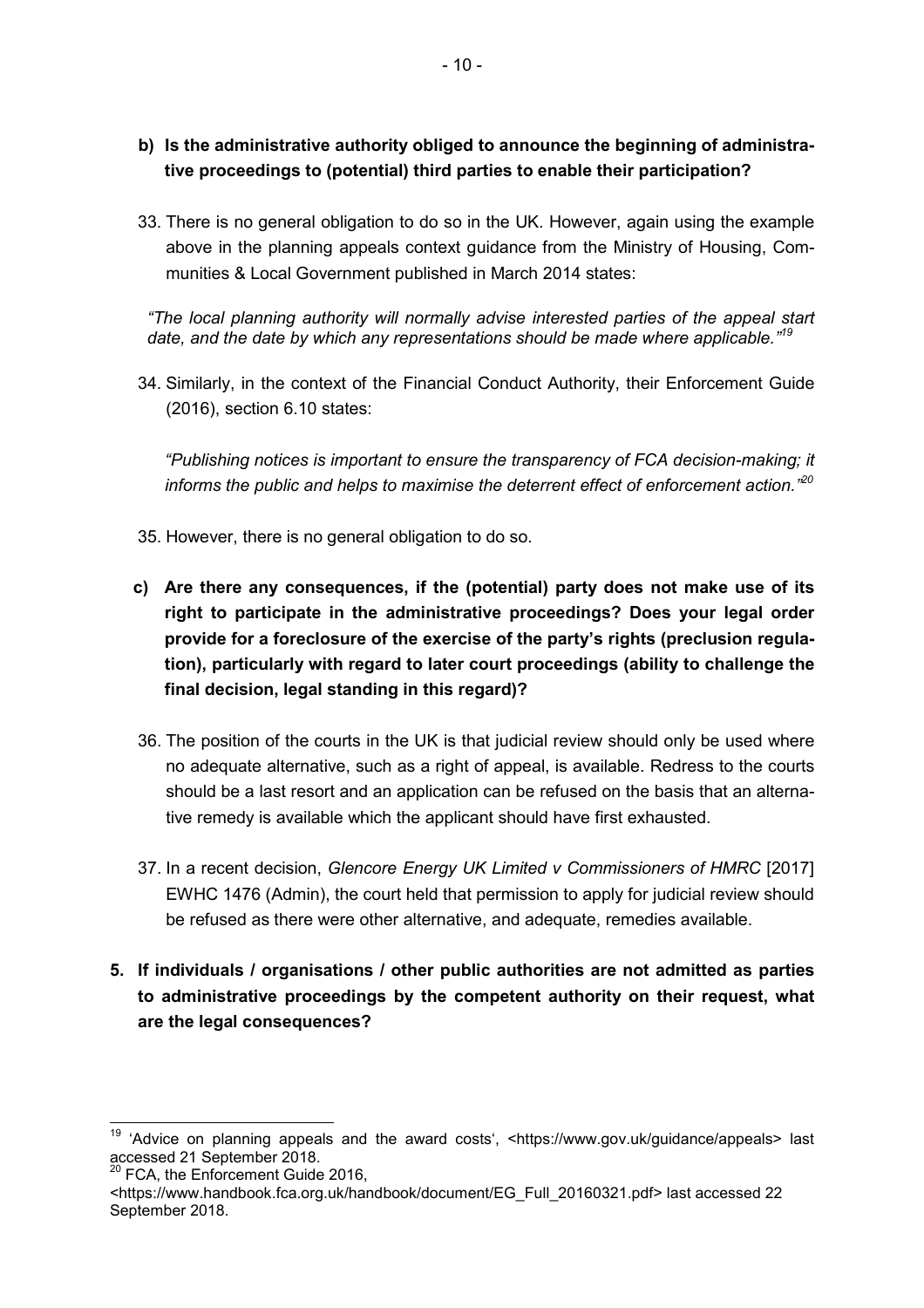**b) Is the administrative authority obliged to announce the beginning of administrative proceedings to (potential) third parties to enable their participation?**

33. There is no general obligation to do so in the UK. However, again using the example above in the planning appeals context guidance from the Ministry of Housing, Communities & Local Government published in March 2014 states:

*"The local planning authority will normally advise interested parties of the appeal start date, and the date by which any representations should be made where applicable."*[19]

34. Similarly, in the context of the Financial Conduct Authority, their Enforcement Guide (2016), section 6.10 states:

*"Publishing notices is important to ensure the transparency of FCA decision-making; it informs the public and helps to maximise the deterrent effect of enforcement action."*[20]

35. However, there is no general obligation to do so.

**c) Are there any consequences, if the (potential) party does not make use of its right to participate in the administrative proceedings? Does your legal order provide for a foreclosure of the exercise of the party's rights (preclusion regulation), particularly with regard to later court proceedings (ability to challenge the final decision, legal standing in this regard)?**

36. The position of the courts in the UK is that judicial review should only be used where no adequate alternative, such as a right of appeal, is available. Redress to the courts should be a last resort and an application can be refused on the basis that an alternative remedy is available which the applicant should have first exhausted.

37. In a recent decision, *Glencore Energy UK Limited v Commissioners of HMRC* [2017] EWHC 1476 (Admin), the court held that permission to apply for judicial review should be refused as there were other alternative, and adequate, remedies available.

**5. If individuals / organisations / other public authorities are not admitted as parties to administrative proceedings by the competent authority on their request, what are the legal consequences?**

---

[19] 'Advice on planning appeals and the award costs', <https://www.gov.uk/guidance/appeals> last accessed 21 September 2018.

[20] FCA, the Enforcement Guide 2016, <https://www.handbook.fca.org.uk/handbook/document/EG_Full_20160321.pdf> last accessed 22 September 2018.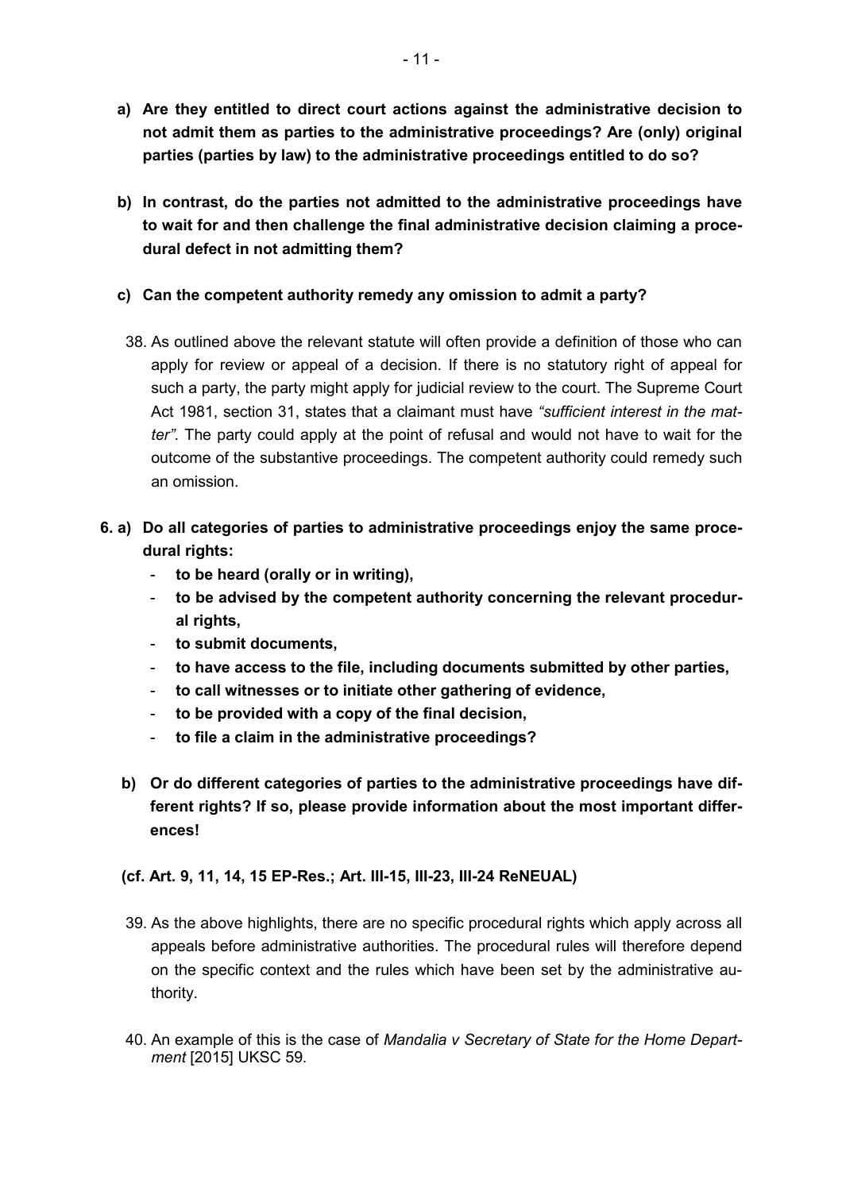**a) Are they entitled to direct court actions against the administrative decision to not admit them as parties to the administrative proceedings? Are (only) original parties (parties by law) to the administrative proceedings entitled to do so?**

**b) In contrast, do the parties not admitted to the administrative proceedings have to wait for and then challenge the final administrative decision claiming a procedural defect in not admitting them?**

**c) Can the competent authority remedy any omission to admit a party?**

38. As outlined above the relevant statute will often provide a definition of those who can apply for review or appeal of a decision. If there is no statutory right of appeal for such a party, the party might apply for judicial review to the court. The Supreme Court Act 1981, section 31, states that a claimant must have *"sufficient interest in the matter"*. The party could apply at the point of refusal and would not have to wait for the outcome of the substantive proceedings. The competent authority could remedy such an omission.

**6. a) Do all categories of parties to administrative proceedings enjoy the same procedural rights:**

- **to be heard (orally or in writing),**
- **to be advised by the competent authority concerning the relevant procedural rights,**
- **to submit documents,**
- **to have access to the file, including documents submitted by other parties,**
- **to call witnesses or to initiate other gathering of evidence,**
- **to be provided with a copy of the final decision,**
- **to file a claim in the administrative proceedings?**

**b) Or do different categories of parties to the administrative proceedings have different rights? If so, please provide information about the most important differences!**

**(cf. Art. 9, 11, 14, 15 EP-Res.; Art. III-15, III-23, III-24 ReNEUAL)**

39. As the above highlights, there are no specific procedural rights which apply across all appeals before administrative authorities. The procedural rules will therefore depend on the specific context and the rules which have been set by the administrative authority.

40. An example of this is the case of *Mandalia v Secretary of State for the Home Department* [2015] UKSC 59.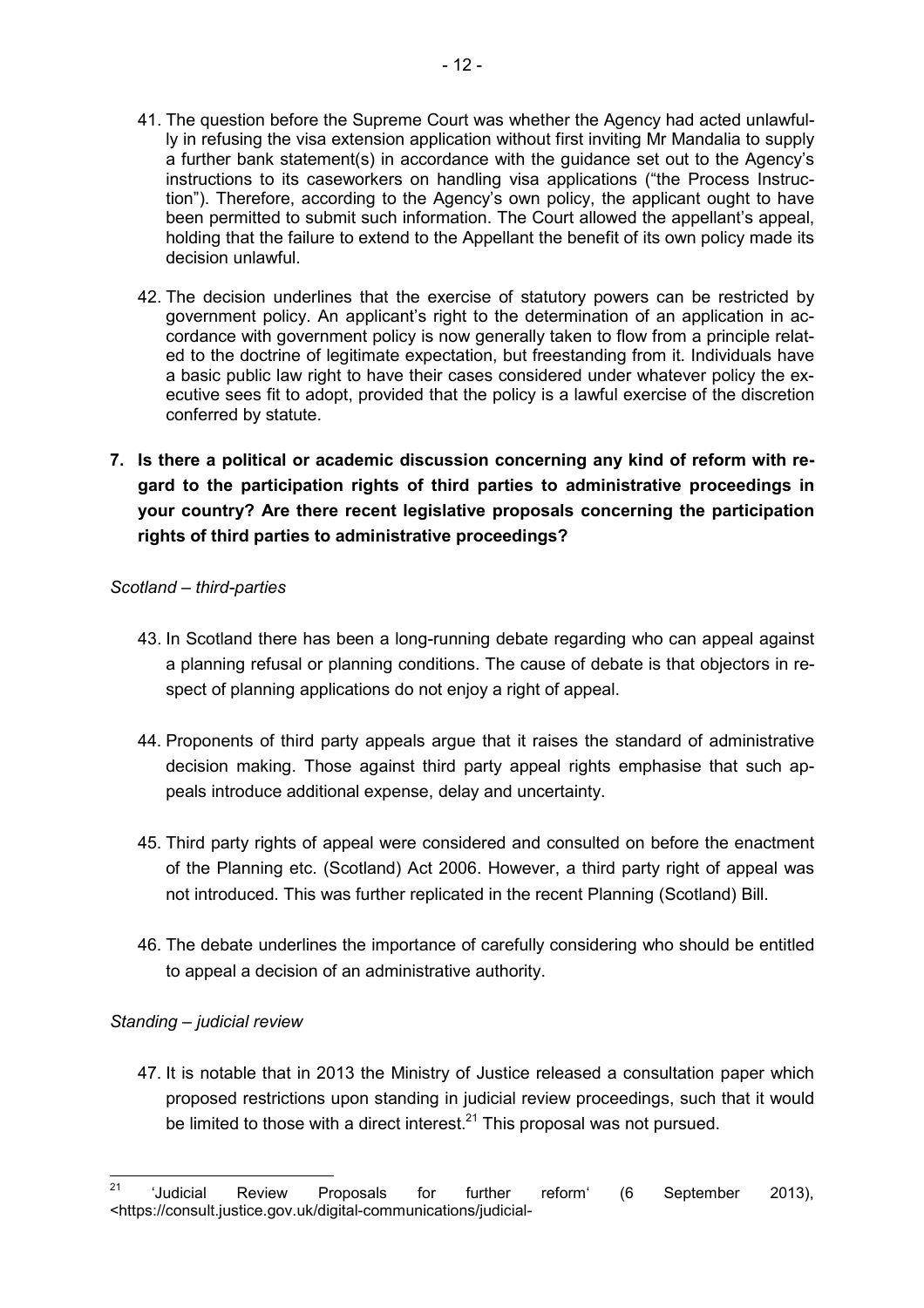41. The question before the Supreme Court was whether the Agency had acted unlawfully in refusing the visa extension application without first inviting Mr Mandalia to supply a further bank statement(s) in accordance with the guidance set out to the Agency's instructions to its caseworkers on handling visa applications ("the Process Instruction"). Therefore, according to the Agency's own policy, the applicant ought to have been permitted to submit such information. The Court allowed the appellant's appeal, holding that the failure to extend to the Appellant the benefit of its own policy made its decision unlawful.

42. The decision underlines that the exercise of statutory powers can be restricted by government policy. An applicant's right to the determination of an application in accordance with government policy is now generally taken to flow from a principle related to the doctrine of legitimate expectation, but freestanding from it. Individuals have a basic public law right to have their cases considered under whatever policy the executive sees fit to adopt, provided that the policy is a lawful exercise of the discretion conferred by statute.

**7. Is there a political or academic discussion concerning any kind of reform with regard to the participation rights of third parties to administrative proceedings in your country? Are there recent legislative proposals concerning the participation rights of third parties to administrative proceedings?**

*Scotland – third-parties*

43. In Scotland there has been a long-running debate regarding who can appeal against a planning refusal or planning conditions. The cause of debate is that objectors in respect of planning applications do not enjoy a right of appeal.

44. Proponents of third party appeals argue that it raises the standard of administrative decision making. Those against third party appeal rights emphasise that such appeals introduce additional expense, delay and uncertainty.

45. Third party rights of appeal were considered and consulted on before the enactment of the Planning etc. (Scotland) Act 2006. However, a third party right of appeal was not introduced. This was further replicated in the recent Planning (Scotland) Bill.

46. The debate underlines the importance of carefully considering who should be entitled to appeal a decision of an administrative authority.

*Standing – judicial review*

47. It is notable that in 2013 the Ministry of Justice released a consultation paper which proposed restrictions upon standing in judicial review proceedings, such that it would be limited to those with a direct interest.[21] This proposal was not pursued.

---

[21] 'Judicial Review Proposals for further reform' (6 September 2013), <https://consult.justice.gov.uk/digital-communications/judicial-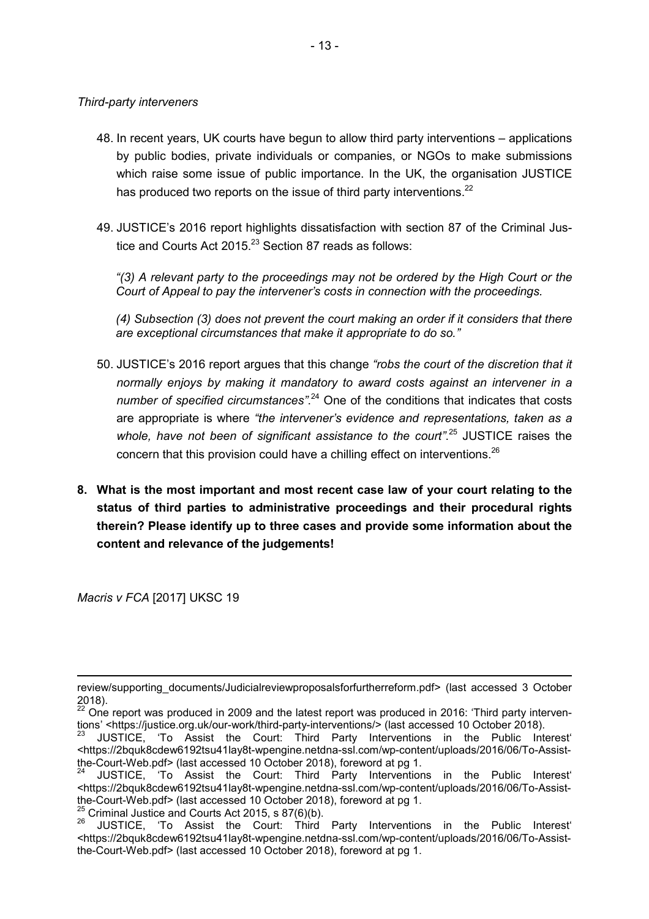*Third-party interveners*

48. In recent years, UK courts have begun to allow third party interventions – applications by public bodies, private individuals or companies, or NGOs to make submissions which raise some issue of public importance. In the UK, the organisation JUSTICE has produced two reports on the issue of third party interventions.[22]

49. JUSTICE's 2016 report highlights dissatisfaction with section 87 of the Criminal Justice and Courts Act 2015.[23] Section 87 reads as follows:

    *"(3) A relevant party to the proceedings may not be ordered by the High Court or the Court of Appeal to pay the intervener's costs in connection with the proceedings.*

    *(4) Subsection (3) does not prevent the court making an order if it considers that there are exceptional circumstances that make it appropriate to do so."*

50. JUSTICE's 2016 report argues that this change *"robs the court of the discretion that it normally enjoys by making it mandatory to award costs against an intervener in a number of specified circumstances"*.[24] One of the conditions that indicates that costs are appropriate is where *"the intervener's evidence and representations, taken as a whole, have not been of significant assistance to the court"*.[25] JUSTICE raises the concern that this provision could have a chilling effect on interventions.[26]

**8. What is the most important and most recent case law of your court relating to the status of third parties to administrative proceedings and their procedural rights therein? Please identify up to three cases and provide some information about the content and relevance of the judgements!**

*Macris v FCA* [2017] UKSC 19

---

review/supporting_documents/Judicialreviewproposalsforfurtherreform.pdf> (last accessed 3 October 2018).

[22] One report was produced in 2009 and the latest report was produced in 2016: 'Third party interventions' <https://justice.org.uk/our-work/third-party-interventions/> (last accessed 10 October 2018).

[23] JUSTICE, 'To Assist the Court: Third Party Interventions in the Public Interest' <https://2bquk8cdew6192tsu41lay8t-wpengine.netdna-ssl.com/wp-content/uploads/2016/06/To-Assist-the-Court-Web.pdf> (last accessed 10 October 2018), foreword at pg 1.

[24] JUSTICE, 'To Assist the Court: Third Party Interventions in the Public Interest' <https://2bquk8cdew6192tsu41lay8t-wpengine.netdna-ssl.com/wp-content/uploads/2016/06/To-Assist-the-Court-Web.pdf> (last accessed 10 October 2018), foreword at pg 1.

[25] Criminal Justice and Courts Act 2015, s 87(6)(b).

[26] JUSTICE, 'To Assist the Court: Third Party Interventions in the Public Interest' <https://2bquk8cdew6192tsu41lay8t-wpengine.netdna-ssl.com/wp-content/uploads/2016/06/To-Assist-the-Court-Web.pdf> (last accessed 10 October 2018), foreword at pg 1.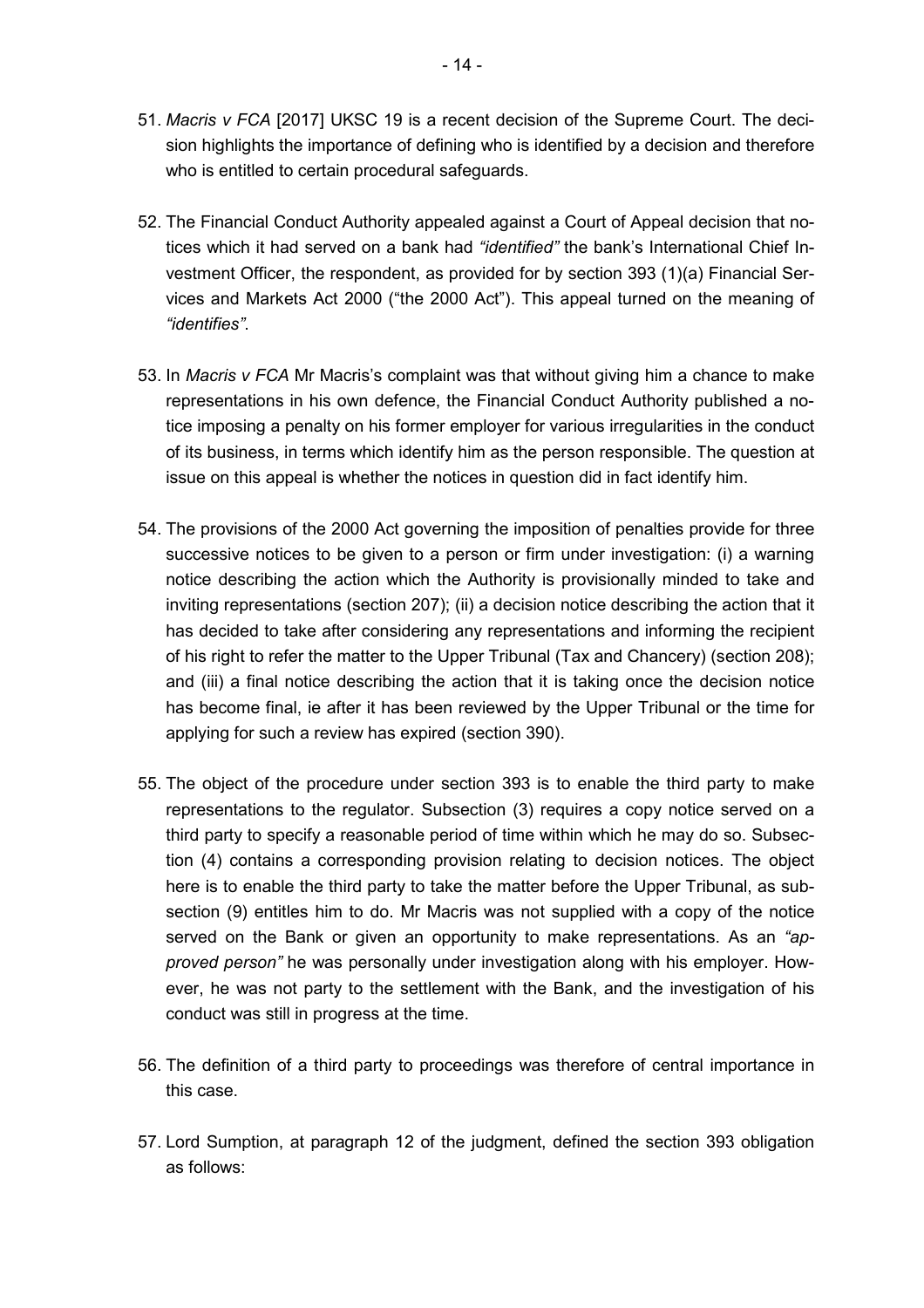51. *Macris v FCA* [2017] UKSC 19 is a recent decision of the Supreme Court. The decision highlights the importance of defining who is identified by a decision and therefore who is entitled to certain procedural safeguards.

52. The Financial Conduct Authority appealed against a Court of Appeal decision that notices which it had served on a bank had *"identified"* the bank's International Chief Investment Officer, the respondent, as provided for by section 393 (1)(a) Financial Services and Markets Act 2000 ("the 2000 Act"). This appeal turned on the meaning of *"identifies"*.

53. In *Macris v FCA* Mr Macris's complaint was that without giving him a chance to make representations in his own defence, the Financial Conduct Authority published a notice imposing a penalty on his former employer for various irregularities in the conduct of its business, in terms which identify him as the person responsible. The question at issue on this appeal is whether the notices in question did in fact identify him.

54. The provisions of the 2000 Act governing the imposition of penalties provide for three successive notices to be given to a person or firm under investigation: (i) a warning notice describing the action which the Authority is provisionally minded to take and inviting representations (section 207); (ii) a decision notice describing the action that it has decided to take after considering any representations and informing the recipient of his right to refer the matter to the Upper Tribunal (Tax and Chancery) (section 208); and (iii) a final notice describing the action that it is taking once the decision notice has become final, ie after it has been reviewed by the Upper Tribunal or the time for applying for such a review has expired (section 390).

55. The object of the procedure under section 393 is to enable the third party to make representations to the regulator. Subsection (3) requires a copy notice served on a third party to specify a reasonable period of time within which he may do so. Subsection (4) contains a corresponding provision relating to decision notices. The object here is to enable the third party to take the matter before the Upper Tribunal, as subsection (9) entitles him to do. Mr Macris was not supplied with a copy of the notice served on the Bank or given an opportunity to make representations. As an *"approved person"* he was personally under investigation along with his employer. However, he was not party to the settlement with the Bank, and the investigation of his conduct was still in progress at the time.

56. The definition of a third party to proceedings was therefore of central importance in this case.

57. Lord Sumption, at paragraph 12 of the judgment, defined the section 393 obligation as follows: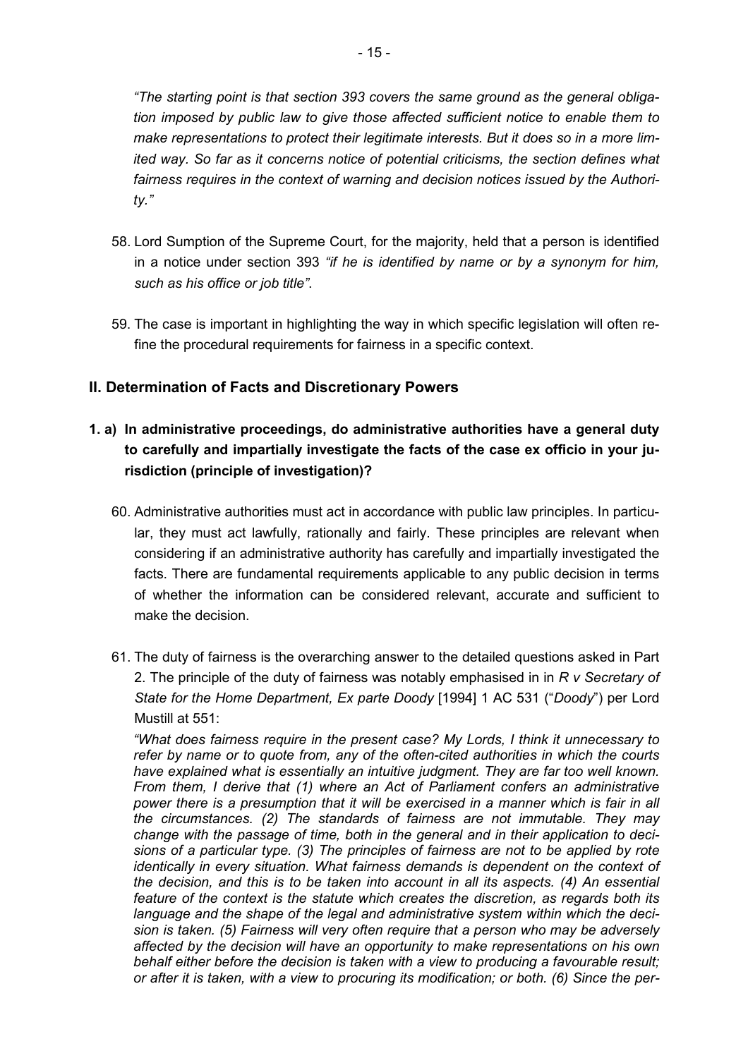*"The starting point is that section 393 covers the same ground as the general obligation imposed by public law to give those affected sufficient notice to enable them to make representations to protect their legitimate interests. But it does so in a more limited way. So far as it concerns notice of potential criticisms, the section defines what fairness requires in the context of warning and decision notices issued by the Authority."*

58. Lord Sumption of the Supreme Court, for the majority, held that a person is identified in a notice under section 393 *"if he is identified by name or by a synonym for him, such as his office or job title"*.

59. The case is important in highlighting the way in which specific legislation will often refine the procedural requirements for fairness in a specific context.

## II. Determination of Facts and Discretionary Powers

### 1. a) In administrative proceedings, do administrative authorities have a general duty to carefully and impartially investigate the facts of the case ex officio in your jurisdiction (principle of investigation)?

60. Administrative authorities must act in accordance with public law principles. In particular, they must act lawfully, rationally and fairly. These principles are relevant when considering if an administrative authority has carefully and impartially investigated the facts. There are fundamental requirements applicable to any public decision in terms of whether the information can be considered relevant, accurate and sufficient to make the decision.

61. The duty of fairness is the overarching answer to the detailed questions asked in Part 2. The principle of the duty of fairness was notably emphasised in in *R v Secretary of State for the Home Department, Ex parte Doody* [1994] 1 AC 531 ("*Doody*") per Lord Mustill at 551:

*"What does fairness require in the present case? My Lords, I think it unnecessary to refer by name or to quote from, any of the often-cited authorities in which the courts have explained what is essentially an intuitive judgment. They are far too well known. From them, I derive that (1) where an Act of Parliament confers an administrative power there is a presumption that it will be exercised in a manner which is fair in all the circumstances. (2) The standards of fairness are not immutable. They may change with the passage of time, both in the general and in their application to decisions of a particular type. (3) The principles of fairness are not to be applied by rote identically in every situation. What fairness demands is dependent on the context of the decision, and this is to be taken into account in all its aspects. (4) An essential feature of the context is the statute which creates the discretion, as regards both its language and the shape of the legal and administrative system within which the decision is taken. (5) Fairness will very often require that a person who may be adversely affected by the decision will have an opportunity to make representations on his own behalf either before the decision is taken with a view to producing a favourable result; or after it is taken, with a view to procuring its modification; or both. (6) Since the per-*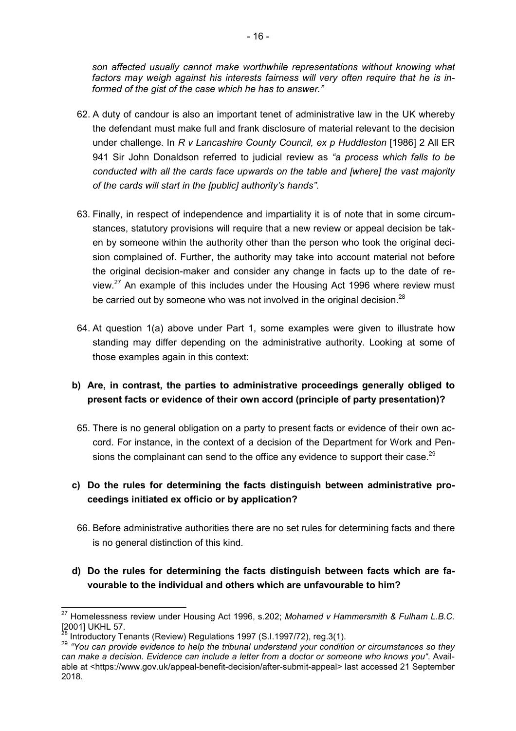*son affected usually cannot make worthwhile representations without knowing what factors may weigh against his interests fairness will very often require that he is informed of the gist of the case which he has to answer."*

62. A duty of candour is also an important tenet of administrative law in the UK whereby the defendant must make full and frank disclosure of material relevant to the decision under challenge. In *R v Lancashire County Council, ex p Huddleston* [1986] 2 All ER 941 Sir John Donaldson referred to judicial review as *"a process which falls to be conducted with all the cards face upwards on the table and [where] the vast majority of the cards will start in the [public] authority's hands".*

63. Finally, in respect of independence and impartiality it is of note that in some circumstances, statutory provisions will require that a new review or appeal decision be taken by someone within the authority other than the person who took the original decision complained of. Further, the authority may take into account material not before the original decision-maker and consider any change in facts up to the date of review.[27] An example of this includes under the Housing Act 1996 where review must be carried out by someone who was not involved in the original decision.[28]

64. At question 1(a) above under Part 1, some examples were given to illustrate how standing may differ depending on the administrative authority. Looking at some of those examples again in this context:

**b) Are, in contrast, the parties to administrative proceedings generally obliged to present facts or evidence of their own accord (principle of party presentation)?**

65. There is no general obligation on a party to present facts or evidence of their own accord. For instance, in the context of a decision of the Department for Work and Pensions the complainant can send to the office any evidence to support their case.[29]

**c) Do the rules for determining the facts distinguish between administrative proceedings initiated ex officio or by application?**

66. Before administrative authorities there are no set rules for determining facts and there is no general distinction of this kind.

**d) Do the rules for determining the facts distinguish between facts which are favourable to the individual and others which are unfavourable to him?**

---

[27] Homelessness review under Housing Act 1996, s.202; *Mohamed v Hammersmith & Fulham L.B.C.* [2001] UKHL 57.

[28] Introductory Tenants (Review) Regulations 1997 (S.I.1997/72), reg.3(1).

[29] *"You can provide evidence to help the tribunal understand your condition or circumstances so they can make a decision. Evidence can include a letter from a doctor or someone who knows you".* Available at <https://www.gov.uk/appeal-benefit-decision/after-submit-appeal> last accessed 21 September 2018.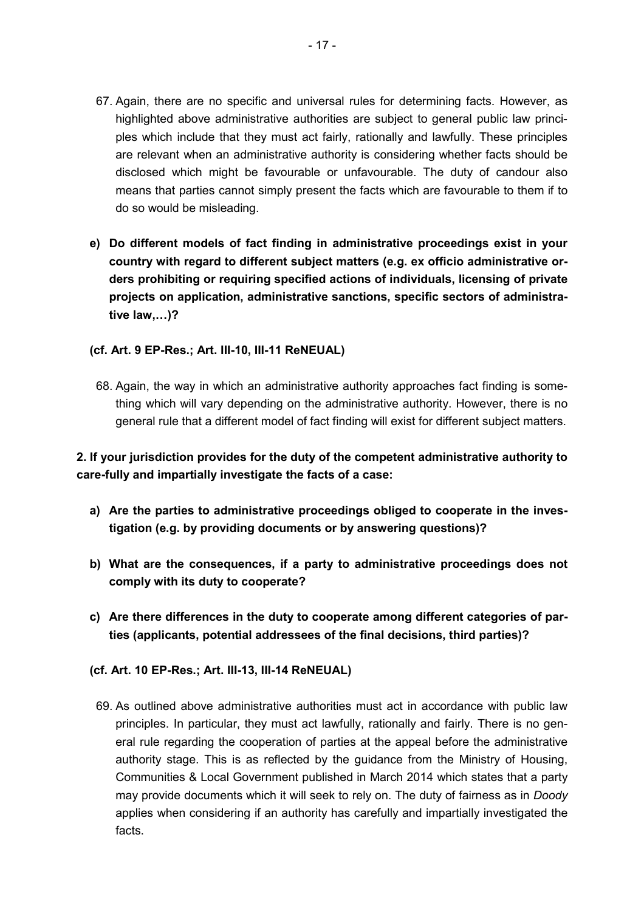67. Again, there are no specific and universal rules for determining facts. However, as highlighted above administrative authorities are subject to general public law principles which include that they must act fairly, rationally and lawfully. These principles are relevant when an administrative authority is considering whether facts should be disclosed which might be favourable or unfavourable. The duty of candour also means that parties cannot simply present the facts which are favourable to them if to do so would be misleading.

e) **Do different models of fact finding in administrative proceedings exist in your country with regard to different subject matters (e.g. ex officio administrative orders prohibiting or requiring specified actions of individuals, licensing of private projects on application, administrative sanctions, specific sectors of administrative law,…)?**

**(cf. Art. 9 EP-Res.; Art. III-10, III-11 ReNEUAL)**

68. Again, the way in which an administrative authority approaches fact finding is something which will vary depending on the administrative authority. However, there is no general rule that a different model of fact finding will exist for different subject matters.

**2. If your jurisdiction provides for the duty of the competent administrative authority to care-fully and impartially investigate the facts of a case:**

a) **Are the parties to administrative proceedings obliged to cooperate in the investigation (e.g. by providing documents or by answering questions)?**

b) **What are the consequences, if a party to administrative proceedings does not comply with its duty to cooperate?**

c) **Are there differences in the duty to cooperate among different categories of parties (applicants, potential addressees of the final decisions, third parties)?**

**(cf. Art. 10 EP-Res.; Art. III-13, III-14 ReNEUAL)**

69. As outlined above administrative authorities must act in accordance with public law principles. In particular, they must act lawfully, rationally and fairly. There is no general rule regarding the cooperation of parties at the appeal before the administrative authority stage. This is as reflected by the guidance from the Ministry of Housing, Communities & Local Government published in March 2014 which states that a party may provide documents which it will seek to rely on. The duty of fairness as in *Doody* applies when considering if an authority has carefully and impartially investigated the facts.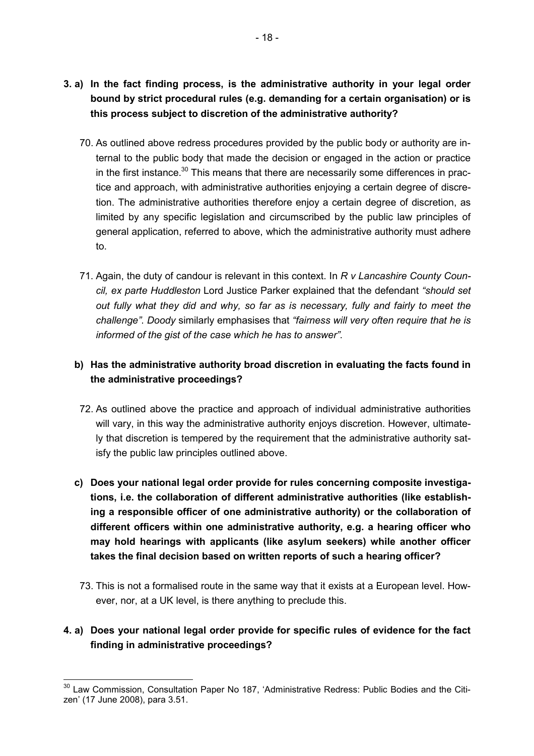**3. a) In the fact finding process, is the administrative authority in your legal order bound by strict procedural rules (e.g. demanding for a certain organisation) or is this process subject to discretion of the administrative authority?**

70. As outlined above redress procedures provided by the public body or authority are internal to the public body that made the decision or engaged in the action or practice in the first instance.[30] This means that there are necessarily some differences in practice and approach, with administrative authorities enjoying a certain degree of discretion. The administrative authorities therefore enjoy a certain degree of discretion, as limited by any specific legislation and circumscribed by the public law principles of general application, referred to above, which the administrative authority must adhere to.

71. Again, the duty of candour is relevant in this context. In *R v Lancashire County Council, ex parte Huddleston* Lord Justice Parker explained that the defendant *"should set out fully what they did and why, so far as is necessary, fully and fairly to meet the challenge"*. *Doody* similarly emphasises that *"fairness will very often require that he is informed of the gist of the case which he has to answer"*.

**b) Has the administrative authority broad discretion in evaluating the facts found in the administrative proceedings?**

72. As outlined above the practice and approach of individual administrative authorities will vary, in this way the administrative authority enjoys discretion. However, ultimately that discretion is tempered by the requirement that the administrative authority satisfy the public law principles outlined above.

**c) Does your national legal order provide for rules concerning composite investigations, i.e. the collaboration of different administrative authorities (like establishing a responsible officer of one administrative authority) or the collaboration of different officers within one administrative authority, e.g. a hearing officer who may hold hearings with applicants (like asylum seekers) while another officer takes the final decision based on written reports of such a hearing officer?**

73. This is not a formalised route in the same way that it exists at a European level. However, nor, at a UK level, is there anything to preclude this.

**4. a) Does your national legal order provide for specific rules of evidence for the fact finding in administrative proceedings?**

---

[30] Law Commission, Consultation Paper No 187, 'Administrative Redress: Public Bodies and the Citizen' (17 June 2008), para 3.51.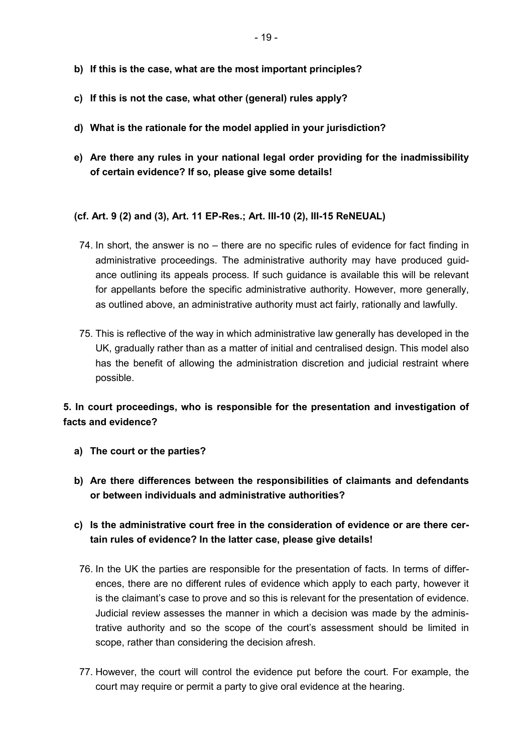**b) If this is the case, what are the most important principles?**

**c) If this is not the case, what other (general) rules apply?**

**d) What is the rationale for the model applied in your jurisdiction?**

**e) Are there any rules in your national legal order providing for the inadmissibility of certain evidence? If so, please give some details!**

**(cf. Art. 9 (2) and (3), Art. 11 EP-Res.; Art. III-10 (2), III-15 ReNEUAL)**

74. In short, the answer is no – there are no specific rules of evidence for fact finding in administrative proceedings. The administrative authority may have produced guidance outlining its appeals process. If such guidance is available this will be relevant for appellants before the specific administrative authority. However, more generally, as outlined above, an administrative authority must act fairly, rationally and lawfully.

75. This is reflective of the way in which administrative law generally has developed in the UK, gradually rather than as a matter of initial and centralised design. This model also has the benefit of allowing the administration discretion and judicial restraint where possible.

**5. In court proceedings, who is responsible for the presentation and investigation of facts and evidence?**

**a) The court or the parties?**

**b) Are there differences between the responsibilities of claimants and defendants or between individuals and administrative authorities?**

**c) Is the administrative court free in the consideration of evidence or are there certain rules of evidence? In the latter case, please give details!**

76. In the UK the parties are responsible for the presentation of facts. In terms of differences, there are no different rules of evidence which apply to each party, however it is the claimant's case to prove and so this is relevant for the presentation of evidence. Judicial review assesses the manner in which a decision was made by the administrative authority and so the scope of the court's assessment should be limited in scope, rather than considering the decision afresh.

77. However, the court will control the evidence put before the court. For example, the court may require or permit a party to give oral evidence at the hearing.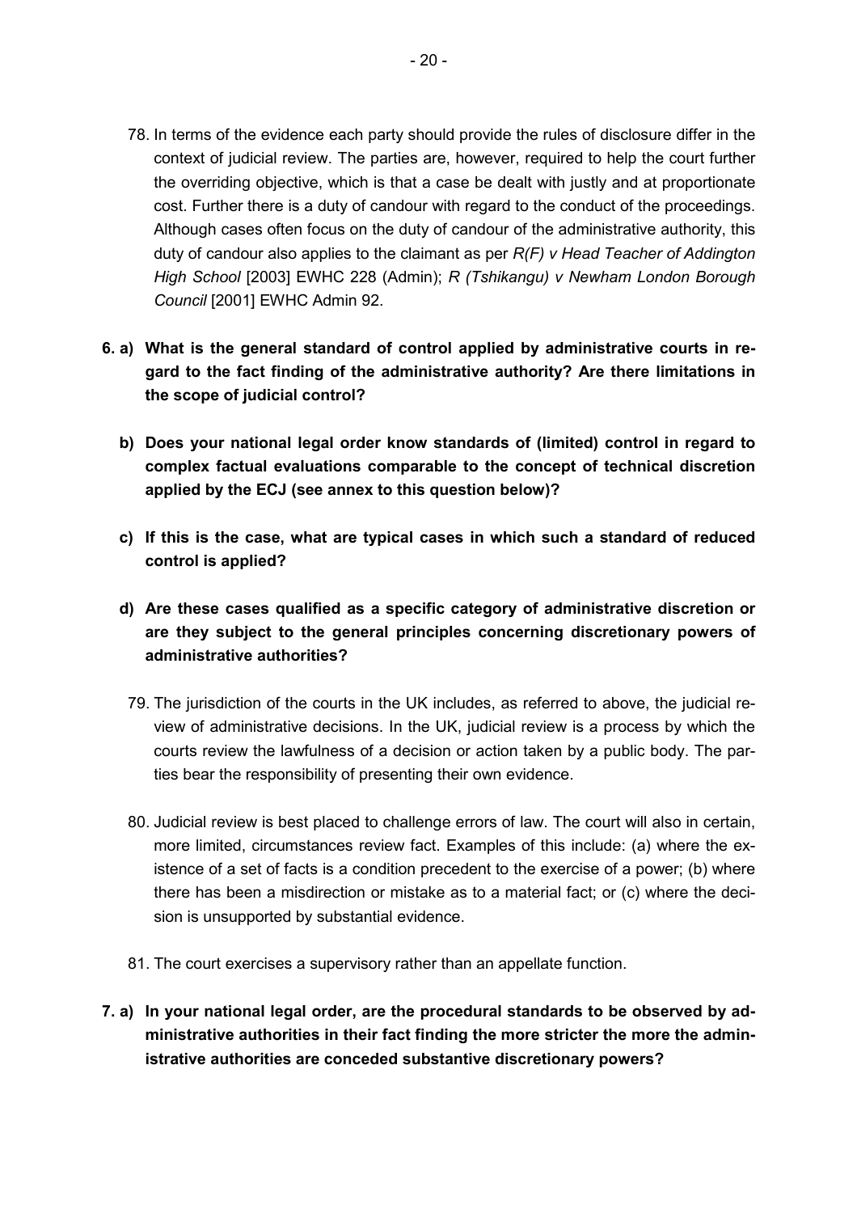78. In terms of the evidence each party should provide the rules of disclosure differ in the context of judicial review. The parties are, however, required to help the court further the overriding objective, which is that a case be dealt with justly and at proportionate cost. Further there is a duty of candour with regard to the conduct of the proceedings. Although cases often focus on the duty of candour of the administrative authority, this duty of candour also applies to the claimant as per *R(F) v Head Teacher of Addington High School* [2003] EWHC 228 (Admin); *R (Tshikangu) v Newham London Borough Council* [2001] EWHC Admin 92.

**6. a) What is the general standard of control applied by administrative courts in regard to the fact finding of the administrative authority? Are there limitations in the scope of judicial control?**

**b) Does your national legal order know standards of (limited) control in regard to complex factual evaluations comparable to the concept of technical discretion applied by the ECJ (see annex to this question below)?**

**c) If this is the case, what are typical cases in which such a standard of reduced control is applied?**

**d) Are these cases qualified as a specific category of administrative discretion or are they subject to the general principles concerning discretionary powers of administrative authorities?**

79. The jurisdiction of the courts in the UK includes, as referred to above, the judicial review of administrative decisions. In the UK, judicial review is a process by which the courts review the lawfulness of a decision or action taken by a public body. The parties bear the responsibility of presenting their own evidence.

80. Judicial review is best placed to challenge errors of law. The court will also in certain, more limited, circumstances review fact. Examples of this include: (a) where the existence of a set of facts is a condition precedent to the exercise of a power; (b) where there has been a misdirection or mistake as to a material fact; or (c) where the decision is unsupported by substantial evidence.

81. The court exercises a supervisory rather than an appellate function.

**7. a) In your national legal order, are the procedural standards to be observed by administrative authorities in their fact finding the more stricter the more the administrative authorities are conceded substantive discretionary powers?**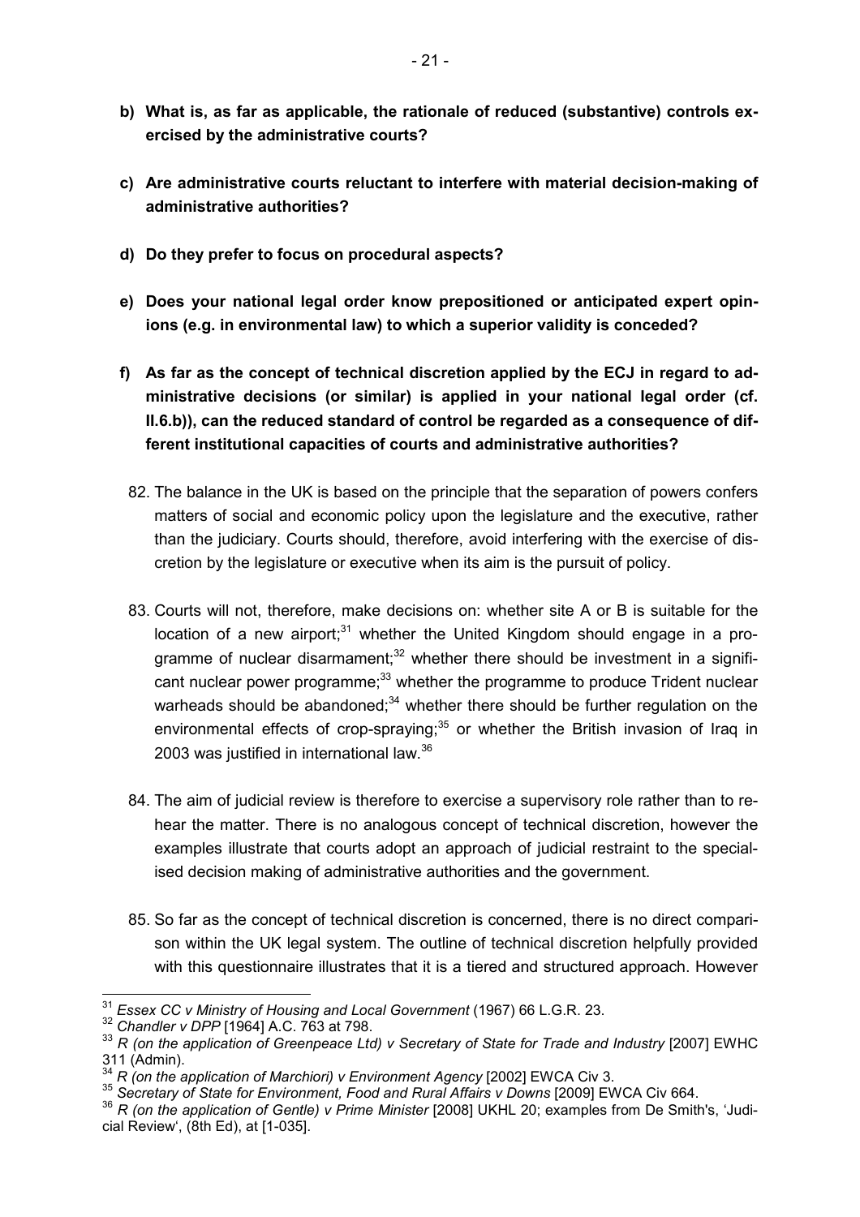**b) What is, as far as applicable, the rationale of reduced (substantive) controls exercised by the administrative courts?**

**c) Are administrative courts reluctant to interfere with material decision-making of administrative authorities?**

**d) Do they prefer to focus on procedural aspects?**

**e) Does your national legal order know prepositioned or anticipated expert opinions (e.g. in environmental law) to which a superior validity is conceded?**

**f) As far as the concept of technical discretion applied by the ECJ in regard to administrative decisions (or similar) is applied in your national legal order (cf. II.6.b)), can the reduced standard of control be regarded as a consequence of different institutional capacities of courts and administrative authorities?**

82. The balance in the UK is based on the principle that the separation of powers confers matters of social and economic policy upon the legislature and the executive, rather than the judiciary. Courts should, therefore, avoid interfering with the exercise of discretion by the legislature or executive when its aim is the pursuit of policy.

83. Courts will not, therefore, make decisions on: whether site A or B is suitable for the location of a new airport;[31] whether the United Kingdom should engage in a programme of nuclear disarmament;[32] whether there should be investment in a significant nuclear power programme;[33] whether the programme to produce Trident nuclear warheads should be abandoned;[34] whether there should be further regulation on the environmental effects of crop-spraying;[35] or whether the British invasion of Iraq in 2003 was justified in international law.[36]

84. The aim of judicial review is therefore to exercise a supervisory role rather than to rehear the matter. There is no analogous concept of technical discretion, however the examples illustrate that courts adopt an approach of judicial restraint to the specialised decision making of administrative authorities and the government.

85. So far as the concept of technical discretion is concerned, there is no direct comparison within the UK legal system. The outline of technical discretion helpfully provided with this questionnaire illustrates that it is a tiered and structured approach. However

---

[31] *Essex CC v Ministry of Housing and Local Government* (1967) 66 L.G.R. 23.

[32] *Chandler v DPP* [1964] A.C. 763 at 798.

[33] *R (on the application of Greenpeace Ltd) v Secretary of State for Trade and Industry* [2007] EWHC 311 (Admin).

[34] *R (on the application of Marchiori) v Environment Agency* [2002] EWCA Civ 3.

[35] *Secretary of State for Environment, Food and Rural Affairs v Downs* [2009] EWCA Civ 664.

[36] *R (on the application of Gentle) v Prime Minister* [2008] UKHL 20; examples from De Smith's, 'Judicial Review', (8th Ed), at [1-035].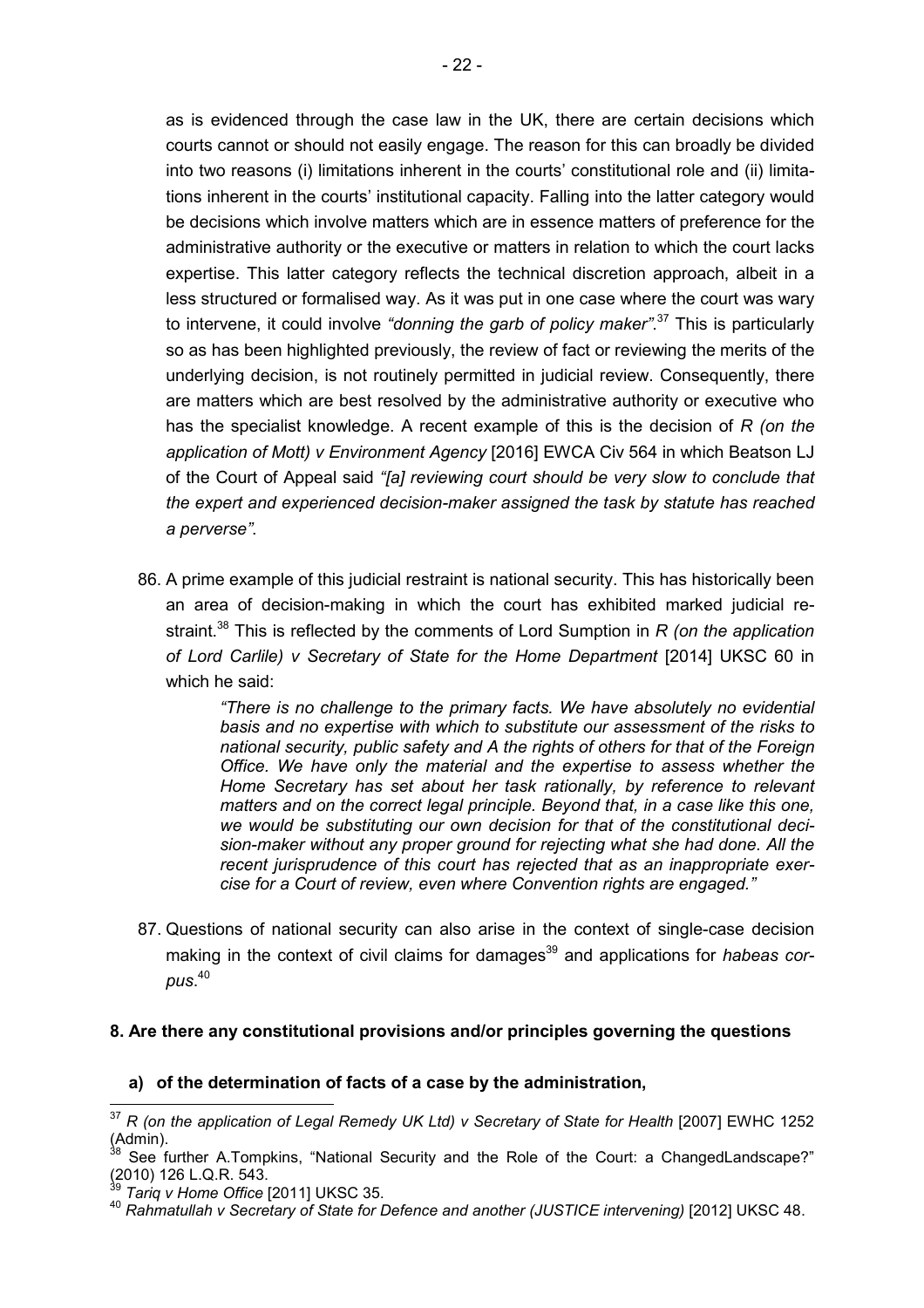as is evidenced through the case law in the UK, there are certain decisions which courts cannot or should not easily engage. The reason for this can broadly be divided into two reasons (i) limitations inherent in the courts' constitutional role and (ii) limitations inherent in the courts' institutional capacity. Falling into the latter category would be decisions which involve matters which are in essence matters of preference for the administrative authority or the executive or matters in relation to which the court lacks expertise. This latter category reflects the technical discretion approach, albeit in a less structured or formalised way. As it was put in one case where the court was wary to intervene, it could involve *"donning the garb of policy maker"*.[37] This is particularly so as has been highlighted previously, the review of fact or reviewing the merits of the underlying decision, is not routinely permitted in judicial review. Consequently, there are matters which are best resolved by the administrative authority or executive who has the specialist knowledge. A recent example of this is the decision of *R (on the application of Mott) v Environment Agency* [2016] EWCA Civ 564 in which Beatson LJ of the Court of Appeal said *"[a] reviewing court should be very slow to conclude that the expert and experienced decision-maker assigned the task by statute has reached a perverse"*.

86. A prime example of this judicial restraint is national security. This has historically been an area of decision-making in which the court has exhibited marked judicial restraint.[38] This is reflected by the comments of Lord Sumption in *R (on the application of Lord Carlile) v Secretary of State for the Home Department* [2014] UKSC 60 in which he said:

> *"There is no challenge to the primary facts. We have absolutely no evidential basis and no expertise with which to substitute our assessment of the risks to national security, public safety and A the rights of others for that of the Foreign Office. We have only the material and the expertise to assess whether the Home Secretary has set about her task rationally, by reference to relevant matters and on the correct legal principle. Beyond that, in a case like this one, we would be substituting our own decision for that of the constitutional decision-maker without any proper ground for rejecting what she had done. All the recent jurisprudence of this court has rejected that as an inappropriate exercise for a Court of review, even where Convention rights are engaged."*

87. Questions of national security can also arise in the context of single-case decision making in the context of civil claims for damages[39] and applications for *habeas corpus*.[40]

**8. Are there any constitutional provisions and/or principles governing the questions**

**a) of the determination of facts of a case by the administration,**

---

[37] *R (on the application of Legal Remedy UK Ltd) v Secretary of State for Health* [2007] EWHC 1252 (Admin).

[38] See further A.Tompkins, "National Security and the Role of the Court: a ChangedLandscape?" (2010) 126 L.Q.R. 543.

[39] *Tariq v Home Office* [2011] UKSC 35.

[40] *Rahmatullah v Secretary of State for Defence and another (JUSTICE intervening)* [2012] UKSC 48.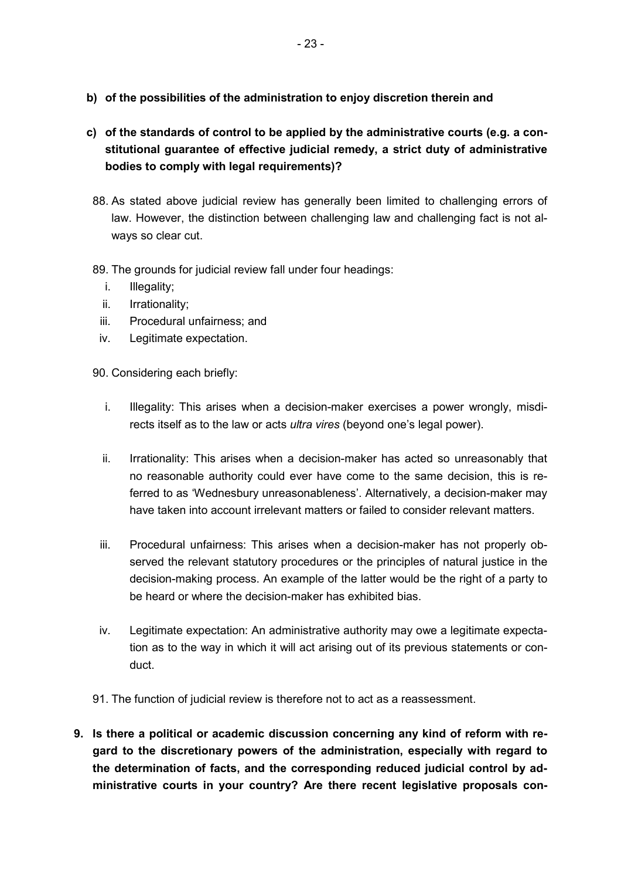**b) of the possibilities of the administration to enjoy discretion therein and**

**c) of the standards of control to be applied by the administrative courts (e.g. a constitutional guarantee of effective judicial remedy, a strict duty of administrative bodies to comply with legal requirements)?**

88. As stated above judicial review has generally been limited to challenging errors of law. However, the distinction between challenging law and challenging fact is not always so clear cut.

89. The grounds for judicial review fall under four headings:
    i. Illegality;
    ii. Irrationality;
    iii. Procedural unfairness; and
    iv. Legitimate expectation.

90. Considering each briefly:

    i. Illegality: This arises when a decision-maker exercises a power wrongly, misdirects itself as to the law or acts *ultra vires* (beyond one's legal power).

    ii. Irrationality: This arises when a decision-maker has acted so unreasonably that no reasonable authority could ever have come to the same decision, this is referred to as 'Wednesbury unreasonableness'. Alternatively, a decision-maker may have taken into account irrelevant matters or failed to consider relevant matters.

    iii. Procedural unfairness: This arises when a decision-maker has not properly observed the relevant statutory procedures or the principles of natural justice in the decision-making process. An example of the latter would be the right of a party to be heard or where the decision-maker has exhibited bias.

    iv. Legitimate expectation: An administrative authority may owe a legitimate expectation as to the way in which it will act arising out of its previous statements or conduct.

91. The function of judicial review is therefore not to act as a reassessment.

**9. Is there a political or academic discussion concerning any kind of reform with regard to the discretionary powers of the administration, especially with regard to the determination of facts, and the corresponding reduced judicial control by administrative courts in your country? Are there recent legislative proposals con-**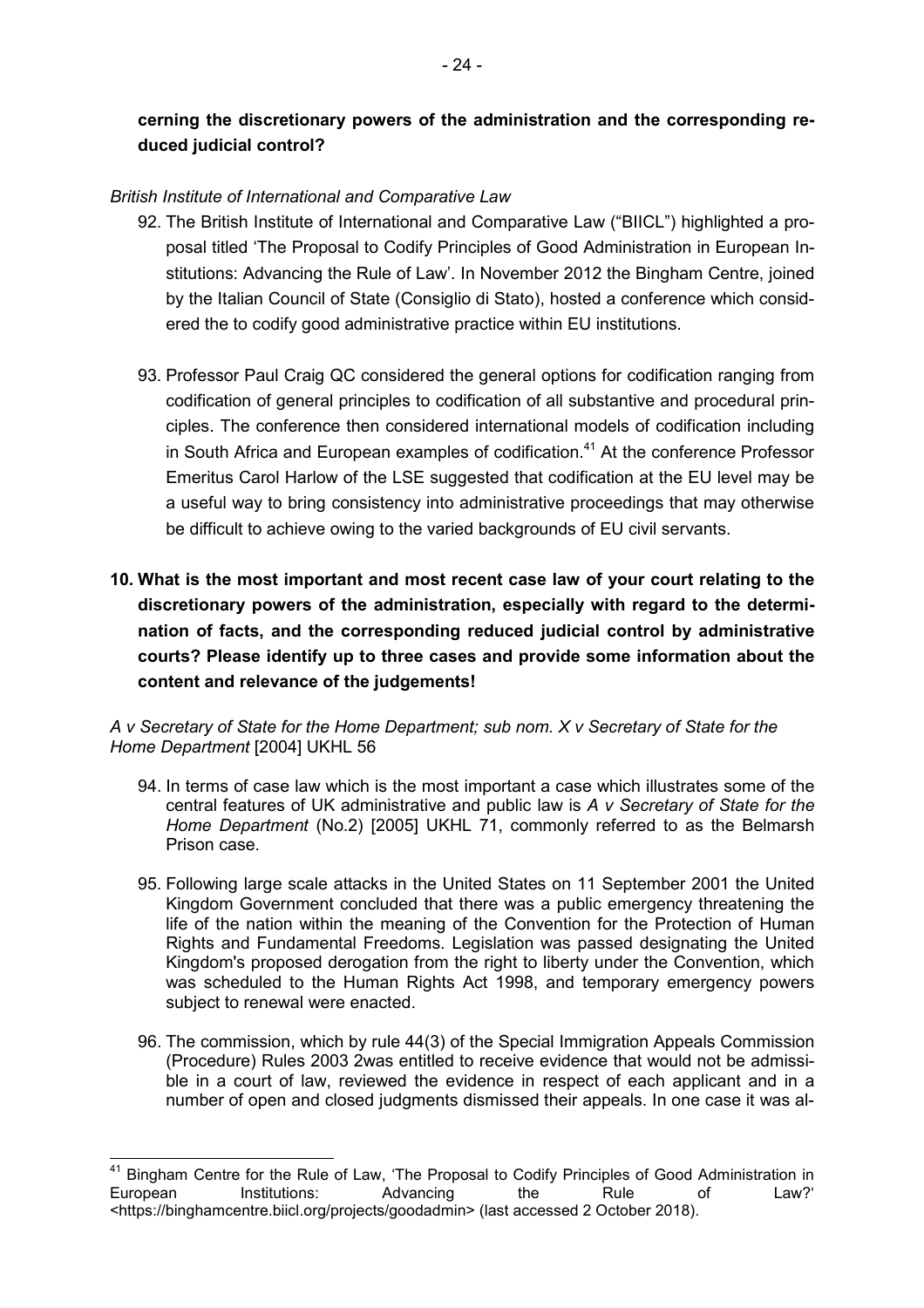**cerning the discretionary powers of the administration and the corresponding reduced judicial control?**

*British Institute of International and Comparative Law*

92. The British Institute of International and Comparative Law ("BIICL") highlighted a proposal titled 'The Proposal to Codify Principles of Good Administration in European Institutions: Advancing the Rule of Law'. In November 2012 the Bingham Centre, joined by the Italian Council of State (Consiglio di Stato), hosted a conference which considered the to codify good administrative practice within EU institutions.

93. Professor Paul Craig QC considered the general options for codification ranging from codification of general principles to codification of all substantive and procedural principles. The conference then considered international models of codification including in South Africa and European examples of codification.[41] At the conference Professor Emeritus Carol Harlow of the LSE suggested that codification at the EU level may be a useful way to bring consistency into administrative proceedings that may otherwise be difficult to achieve owing to the varied backgrounds of EU civil servants.

**10. What is the most important and most recent case law of your court relating to the discretionary powers of the administration, especially with regard to the determination of facts, and the corresponding reduced judicial control by administrative courts? Please identify up to three cases and provide some information about the content and relevance of the judgements!**

*A v Secretary of State for the Home Department; sub nom. X v Secretary of State for the Home Department* [2004] UKHL 56

94. In terms of case law which is the most important a case which illustrates some of the central features of UK administrative and public law is *A v Secretary of State for the Home Department* (No.2) [2005] UKHL 71, commonly referred to as the Belmarsh Prison case.

95. Following large scale attacks in the United States on 11 September 2001 the United Kingdom Government concluded that there was a public emergency threatening the life of the nation within the meaning of the Convention for the Protection of Human Rights and Fundamental Freedoms. Legislation was passed designating the United Kingdom's proposed derogation from the right to liberty under the Convention, which was scheduled to the Human Rights Act 1998, and temporary emergency powers subject to renewal were enacted.

96. The commission, which by rule 44(3) of the Special Immigration Appeals Commission (Procedure) Rules 2003 2was entitled to receive evidence that would not be admissible in a court of law, reviewed the evidence in respect of each applicant and in a number of open and closed judgments dismissed their appeals. In one case it was al-

---

[41] Bingham Centre for the Rule of Law, 'The Proposal to Codify Principles of Good Administration in European Institutions: Advancing the Rule of Law?' <https://binghamcentre.biicl.org/projects/goodadmin> (last accessed 2 October 2018).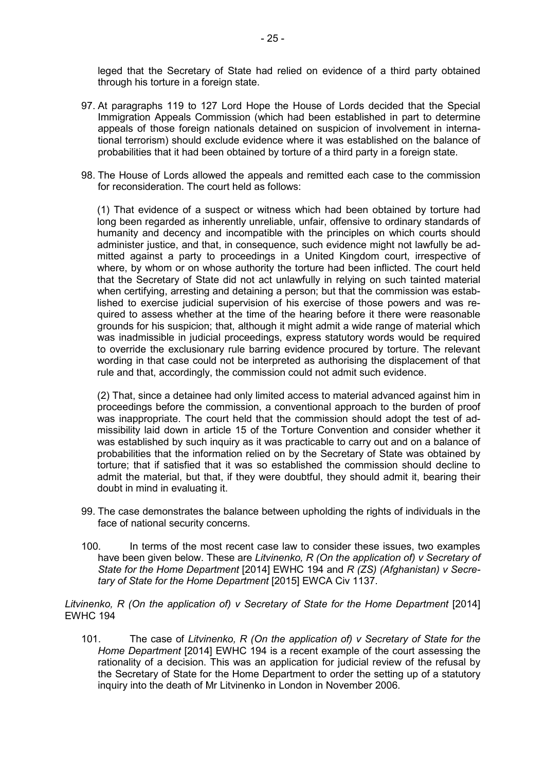leged that the Secretary of State had relied on evidence of a third party obtained through his torture in a foreign state.

97. At paragraphs 119 to 127 Lord Hope the House of Lords decided that the Special Immigration Appeals Commission (which had been established in part to determine appeals of those foreign nationals detained on suspicion of involvement in international terrorism) should exclude evidence where it was established on the balance of probabilities that it had been obtained by torture of a third party in a foreign state.

98. The House of Lords allowed the appeals and remitted each case to the commission for reconsideration. The court held as follows:

    (1) That evidence of a suspect or witness which had been obtained by torture had long been regarded as inherently unreliable, unfair, offensive to ordinary standards of humanity and decency and incompatible with the principles on which courts should administer justice, and that, in consequence, such evidence might not lawfully be admitted against a party to proceedings in a United Kingdom court, irrespective of where, by whom or on whose authority the torture had been inflicted. The court held that the Secretary of State did not act unlawfully in relying on such tainted material when certifying, arresting and detaining a person; but that the commission was established to exercise judicial supervision of his exercise of those powers and was required to assess whether at the time of the hearing before it there were reasonable grounds for his suspicion; that, although it might admit a wide range of material which was inadmissible in judicial proceedings, express statutory words would be required to override the exclusionary rule barring evidence procured by torture. The relevant wording in that case could not be interpreted as authorising the displacement of that rule and that, accordingly, the commission could not admit such evidence.

    (2) That, since a detainee had only limited access to material advanced against him in proceedings before the commission, a conventional approach to the burden of proof was inappropriate. The court held that the commission should adopt the test of admissibility laid down in article 15 of the Torture Convention and consider whether it was established by such inquiry as it was practicable to carry out and on a balance of probabilities that the information relied on by the Secretary of State was obtained by torture; that if satisfied that it was so established the commission should decline to admit the material, but that, if they were doubtful, they should admit it, bearing their doubt in mind in evaluating it.

99. The case demonstrates the balance between upholding the rights of individuals in the face of national security concerns.

100. In terms of the most recent case law to consider these issues, two examples have been given below. These are *Litvinenko, R (On the application of) v Secretary of State for the Home Department* [2014] EWHC 194 and *R (ZS) (Afghanistan) v Secretary of State for the Home Department* [2015] EWCA Civ 1137.

*Litvinenko, R (On the application of) v Secretary of State for the Home Department* [2014] EWHC 194

101. The case of *Litvinenko, R (On the application of) v Secretary of State for the Home Department* [2014] EWHC 194 is a recent example of the court assessing the rationality of a decision. This was an application for judicial review of the refusal by the Secretary of State for the Home Department to order the setting up of a statutory inquiry into the death of Mr Litvinenko in London in November 2006.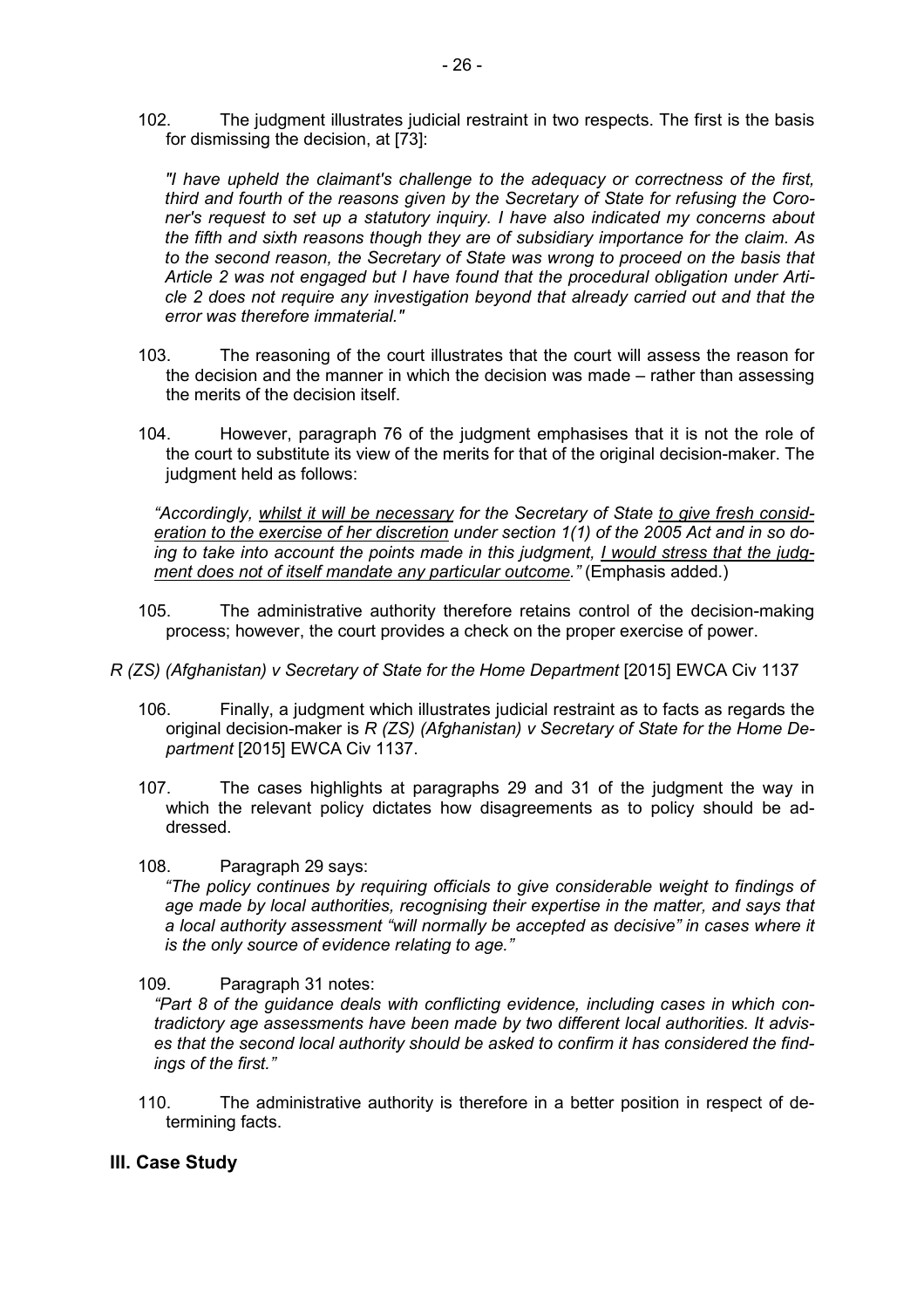102. The judgment illustrates judicial restraint in two respects. The first is the basis for dismissing the decision, at [73]:

*"I have upheld the claimant's challenge to the adequacy or correctness of the first, third and fourth of the reasons given by the Secretary of State for refusing the Coroner's request to set up a statutory inquiry. I have also indicated my concerns about the fifth and sixth reasons though they are of subsidiary importance for the claim. As to the second reason, the Secretary of State was wrong to proceed on the basis that Article 2 was not engaged but I have found that the procedural obligation under Article 2 does not require any investigation beyond that already carried out and that the error was therefore immaterial."*

103. The reasoning of the court illustrates that the court will assess the reason for the decision and the manner in which the decision was made – rather than assessing the merits of the decision itself.

104. However, paragraph 76 of the judgment emphasises that it is not the role of the court to substitute its view of the merits for that of the original decision-maker. The judgment held as follows:

*"Accordingly, <u>whilst it will be necessary</u> for the Secretary of State <u>to give fresh consideration to the exercise of her discretion</u> under section 1(1) of the 2005 Act and in so doing to take into account the points made in this judgment, <u>I would stress that the judgment does not of itself mandate any particular outcome</u>."* (Emphasis added.)

105. The administrative authority therefore retains control of the decision-making process; however, the court provides a check on the proper exercise of power.

*R (ZS) (Afghanistan) v Secretary of State for the Home Department* [2015] EWCA Civ 1137

106. Finally, a judgment which illustrates judicial restraint as to facts as regards the original decision-maker is *R (ZS) (Afghanistan) v Secretary of State for the Home Department* [2015] EWCA Civ 1137.

107. The cases highlights at paragraphs 29 and 31 of the judgment the way in which the relevant policy dictates how disagreements as to policy should be addressed.

108. Paragraph 29 says:
*"The policy continues by requiring officials to give considerable weight to findings of age made by local authorities, recognising their expertise in the matter, and says that a local authority assessment "will normally be accepted as decisive" in cases where it is the only source of evidence relating to age."*

109. Paragraph 31 notes:
*"Part 8 of the guidance deals with conflicting evidence, including cases in which contradictory age assessments have been made by two different local authorities. It advises that the second local authority should be asked to confirm it has considered the findings of the first."*

110. The administrative authority is therefore in a better position in respect of determining facts.

## III. Case Study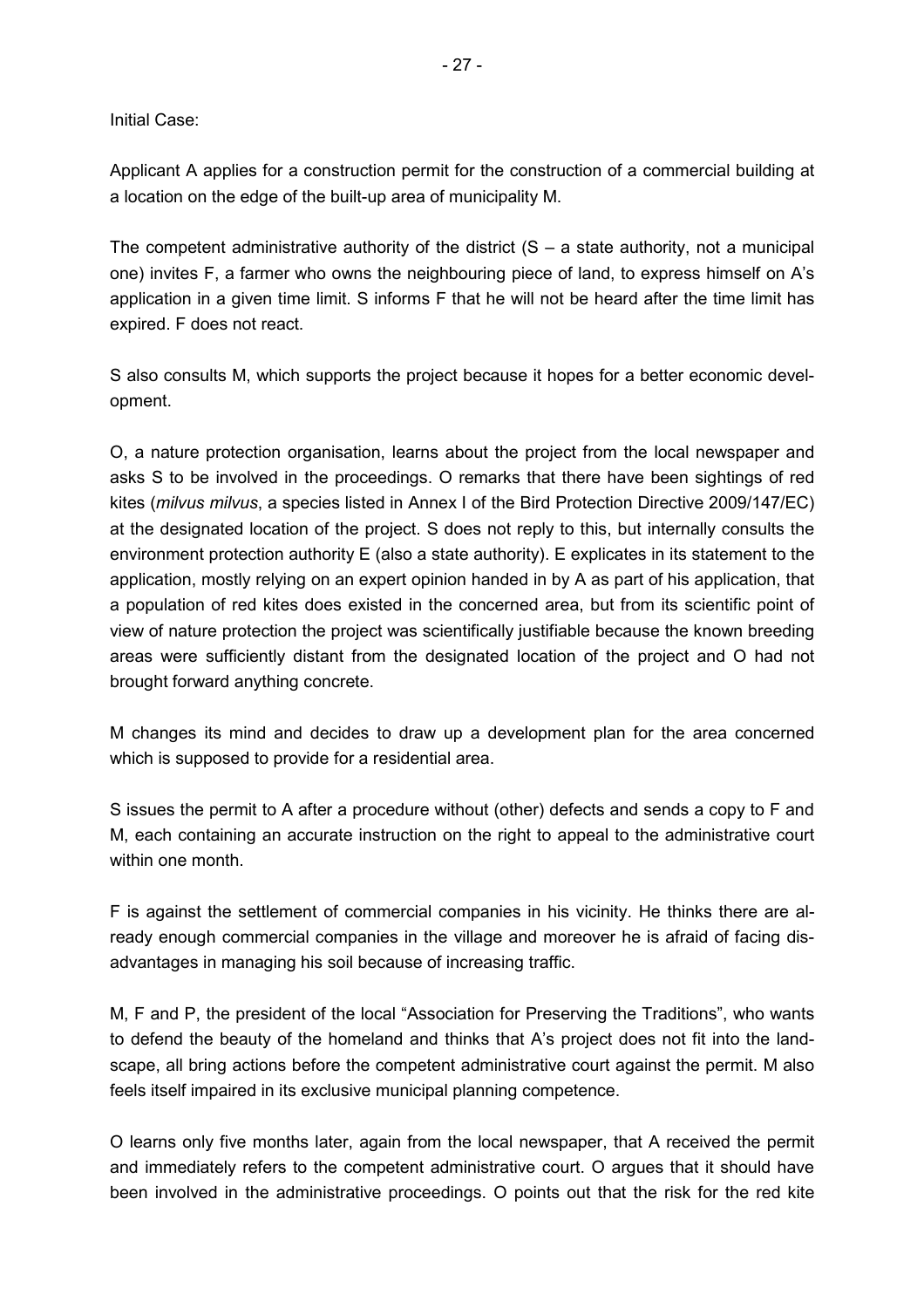Initial Case:

Applicant A applies for a construction permit for the construction of a commercial building at a location on the edge of the built-up area of municipality M.

The competent administrative authority of the district (S – a state authority, not a municipal one) invites F, a farmer who owns the neighbouring piece of land, to express himself on A's application in a given time limit. S informs F that he will not be heard after the time limit has expired. F does not react.

S also consults M, which supports the project because it hopes for a better economic development.

O, a nature protection organisation, learns about the project from the local newspaper and asks S to be involved in the proceedings. O remarks that there have been sightings of red kites (*milvus milvus*, a species listed in Annex I of the Bird Protection Directive 2009/147/EC) at the designated location of the project. S does not reply to this, but internally consults the environment protection authority E (also a state authority). E explicates in its statement to the application, mostly relying on an expert opinion handed in by A as part of his application, that a population of red kites does existed in the concerned area, but from its scientific point of view of nature protection the project was scientifically justifiable because the known breeding areas were sufficiently distant from the designated location of the project and O had not brought forward anything concrete.

M changes its mind and decides to draw up a development plan for the area concerned which is supposed to provide for a residential area.

S issues the permit to A after a procedure without (other) defects and sends a copy to F and M, each containing an accurate instruction on the right to appeal to the administrative court within one month.

F is against the settlement of commercial companies in his vicinity. He thinks there are already enough commercial companies in the village and moreover he is afraid of facing disadvantages in managing his soil because of increasing traffic.

M, F and P, the president of the local "Association for Preserving the Traditions", who wants to defend the beauty of the homeland and thinks that A's project does not fit into the landscape, all bring actions before the competent administrative court against the permit. M also feels itself impaired in its exclusive municipal planning competence.

O learns only five months later, again from the local newspaper, that A received the permit and immediately refers to the competent administrative court. O argues that it should have been involved in the administrative proceedings. O points out that the risk for the red kite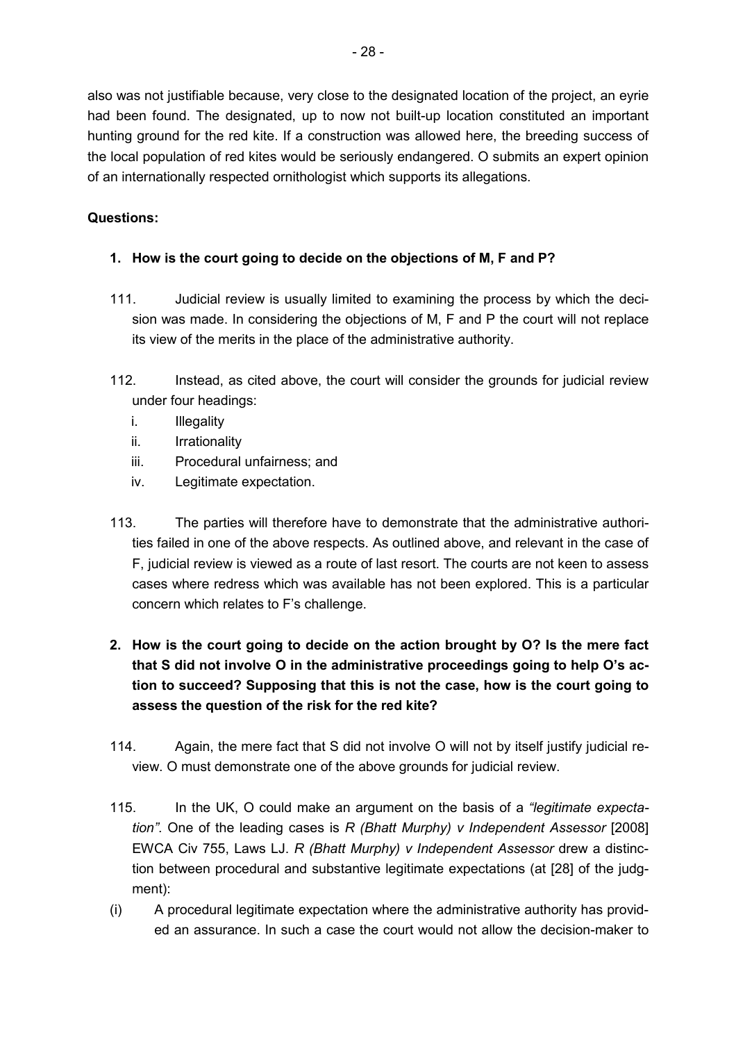also was not justifiable because, very close to the designated location of the project, an eyrie had been found. The designated, up to now not built-up location constituted an important hunting ground for the red kite. If a construction was allowed here, the breeding success of the local population of red kites would be seriously endangered. O submits an expert opinion of an internationally respected ornithologist which supports its allegations.

**Questions:**

1. **How is the court going to decide on the objections of M, F and P?**

111. Judicial review is usually limited to examining the process by which the decision was made. In considering the objections of M, F and P the court will not replace its view of the merits in the place of the administrative authority.

112. Instead, as cited above, the court will consider the grounds for judicial review under four headings:
   i. Illegality
   ii. Irrationality
   iii. Procedural unfairness; and
   iv. Legitimate expectation.

113. The parties will therefore have to demonstrate that the administrative authorities failed in one of the above respects. As outlined above, and relevant in the case of F, judicial review is viewed as a route of last resort. The courts are not keen to assess cases where redress which was available has not been explored. This is a particular concern which relates to F's challenge.

2. **How is the court going to decide on the action brought by O? Is the mere fact that S did not involve O in the administrative proceedings going to help O's action to succeed? Supposing that this is not the case, how is the court going to assess the question of the risk for the red kite?**

114. Again, the mere fact that S did not involve O will not by itself justify judicial review. O must demonstrate one of the above grounds for judicial review.

115. In the UK, O could make an argument on the basis of a *"legitimate expectation"*. One of the leading cases is *R (Bhatt Murphy) v Independent Assessor* [2008] EWCA Civ 755, Laws LJ. *R (Bhatt Murphy) v Independent Assessor* drew a distinction between procedural and substantive legitimate expectations (at [28] of the judgment):

(i) A procedural legitimate expectation where the administrative authority has provided an assurance. In such a case the court would not allow the decision-maker to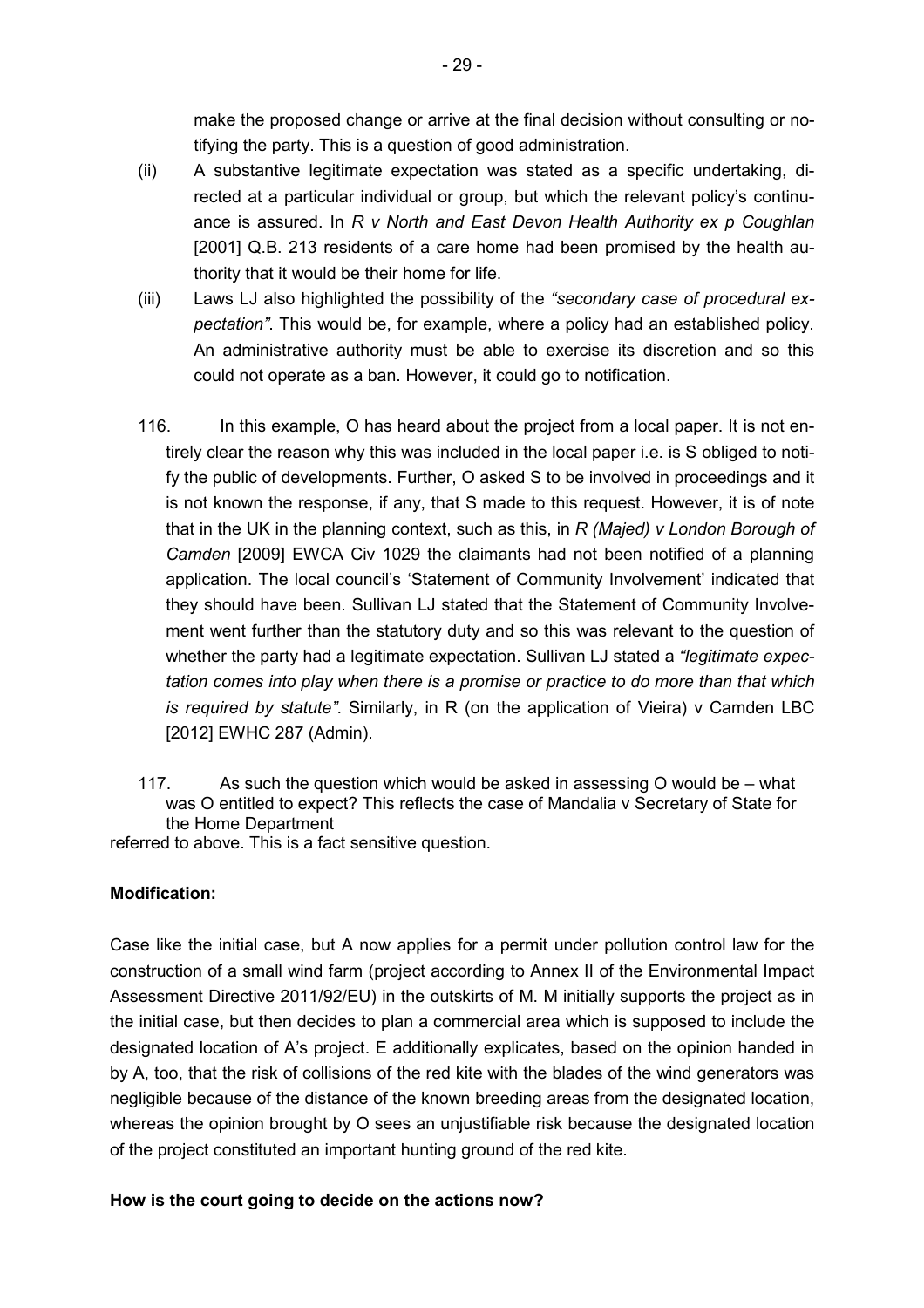make the proposed change or arrive at the final decision without consulting or notifying the party. This is a question of good administration.

(ii) A substantive legitimate expectation was stated as a specific undertaking, directed at a particular individual or group, but which the relevant policy's continuance is assured. In *R v North and East Devon Health Authority ex p Coughlan* [2001] Q.B. 213 residents of a care home had been promised by the health authority that it would be their home for life.

(iii) Laws LJ also highlighted the possibility of the *"secondary case of procedural expectation"*. This would be, for example, where a policy had an established policy. An administrative authority must be able to exercise its discretion and so this could not operate as a ban. However, it could go to notification.

116. In this example, O has heard about the project from a local paper. It is not entirely clear the reason why this was included in the local paper i.e. is S obliged to notify the public of developments. Further, O asked S to be involved in proceedings and it is not known the response, if any, that S made to this request. However, it is of note that in the UK in the planning context, such as this, in *R (Majed) v London Borough of Camden* [2009] EWCA Civ 1029 the claimants had not been notified of a planning application. The local council's 'Statement of Community Involvement' indicated that they should have been. Sullivan LJ stated that the Statement of Community Involvement went further than the statutory duty and so this was relevant to the question of whether the party had a legitimate expectation. Sullivan LJ stated a *"legitimate expectation comes into play when there is a promise or practice to do more than that which is required by statute"*. Similarly, in R (on the application of Vieira) v Camden LBC [2012] EWHC 287 (Admin).

117. As such the question which would be asked in assessing O would be – what was O entitled to expect? This reflects the case of Mandalia v Secretary of State for the Home Department referred to above. This is a fact sensitive question.

**Modification:**

Case like the initial case, but A now applies for a permit under pollution control law for the construction of a small wind farm (project according to Annex II of the Environmental Impact Assessment Directive 2011/92/EU) in the outskirts of M. M initially supports the project as in the initial case, but then decides to plan a commercial area which is supposed to include the designated location of A's project. E additionally explicates, based on the opinion handed in by A, too, that the risk of collisions of the red kite with the blades of the wind generators was negligible because of the distance of the known breeding areas from the designated location, whereas the opinion brought by O sees an unjustifiable risk because the designated location of the project constituted an important hunting ground of the red kite.

**How is the court going to decide on the actions now?**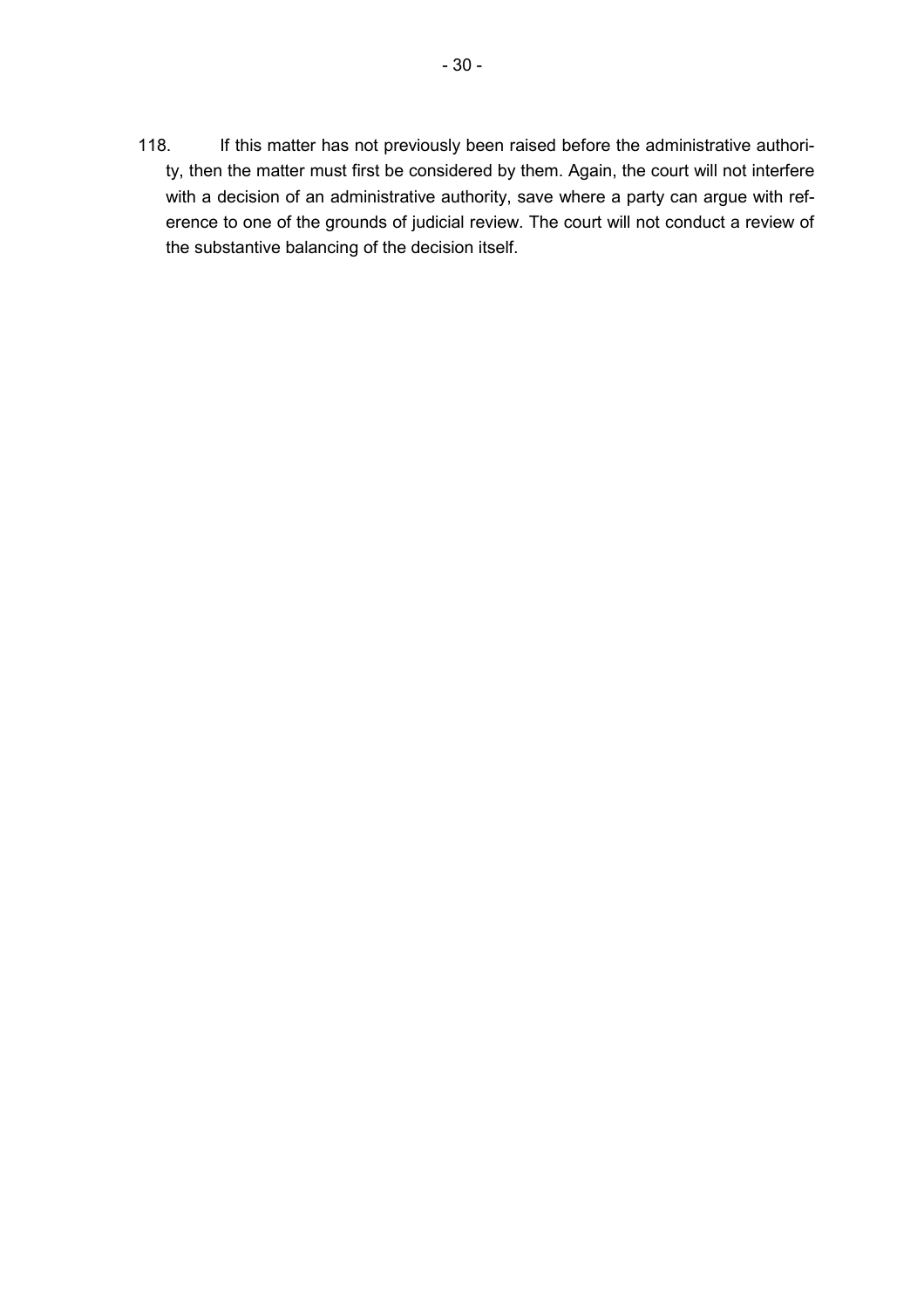118. If this matter has not previously been raised before the administrative authority, then the matter must first be considered by them. Again, the court will not interfere with a decision of an administrative authority, save where a party can argue with reference to one of the grounds of judicial review. The court will not conduct a review of the substantive balancing of the decision itself.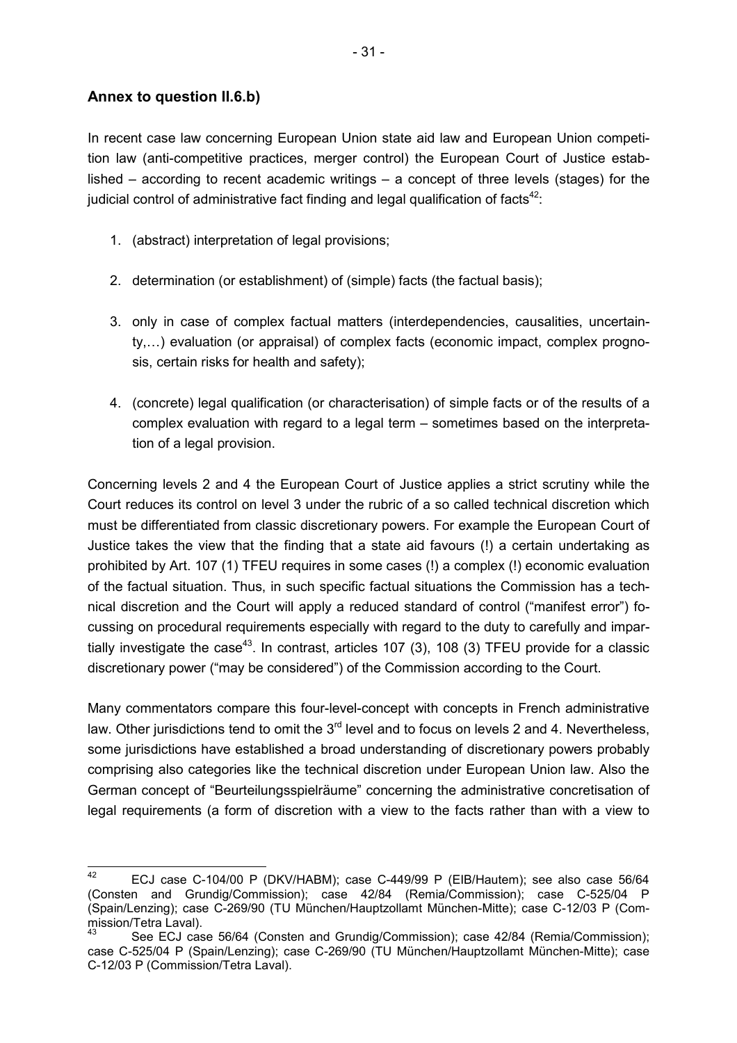## Annex to question II.6.b)

In recent case law concerning European Union state aid law and European Union competition law (anti-competitive practices, merger control) the European Court of Justice established – according to recent academic writings – a concept of three levels (stages) for the judicial control of administrative fact finding and legal qualification of facts[42]:

1. (abstract) interpretation of legal provisions;
2. determination (or establishment) of (simple) facts (the factual basis);
3. only in case of complex factual matters (interdependencies, causalities, uncertainty,…) evaluation (or appraisal) of complex facts (economic impact, complex prognosis, certain risks for health and safety);
4. (concrete) legal qualification (or characterisation) of simple facts or of the results of a complex evaluation with regard to a legal term – sometimes based on the interpretation of a legal provision.

Concerning levels 2 and 4 the European Court of Justice applies a strict scrutiny while the Court reduces its control on level 3 under the rubric of a so called technical discretion which must be differentiated from classic discretionary powers. For example the European Court of Justice takes the view that the finding that a state aid favours (!) a certain undertaking as prohibited by Art. 107 (1) TFEU requires in some cases (!) a complex (!) economic evaluation of the factual situation. Thus, in such specific factual situations the Commission has a technical discretion and the Court will apply a reduced standard of control ("manifest error") focussing on procedural requirements especially with regard to the duty to carefully and impartially investigate the case[43]. In contrast, articles 107 (3), 108 (3) TFEU provide for a classic discretionary power ("may be considered") of the Commission according to the Court.

Many commentators compare this four-level-concept with concepts in French administrative law. Other jurisdictions tend to omit the 3rd level and to focus on levels 2 and 4. Nevertheless, some jurisdictions have established a broad understanding of discretionary powers probably comprising also categories like the technical discretion under European Union law. Also the German concept of "Beurteilungsspielräume" concerning the administrative concretisation of legal requirements (a form of discretion with a view to the facts rather than with a view to

---

[42] ECJ case C-104/00 P (DKV/HABM); case C-449/99 P (EIB/Hautem); see also case 56/64 (Consten and Grundig/Commission); case 42/84 (Remia/Commission); case C-525/04 P (Spain/Lenzing); case C-269/90 (TU München/Hauptzollamt München-Mitte); case C-12/03 P (Commission/Tetra Laval).

[43] See ECJ case 56/64 (Consten and Grundig/Commission); case 42/84 (Remia/Commission); case C-525/04 P (Spain/Lenzing); case C-269/90 (TU München/Hauptzollamt München-Mitte); case C-12/03 P (Commission/Tetra Laval).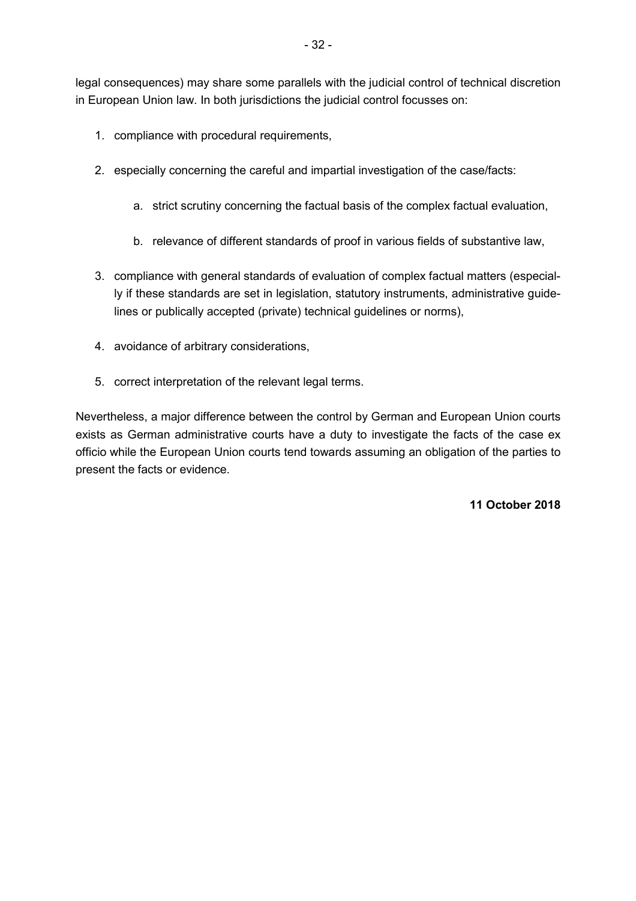legal consequences) may share some parallels with the judicial control of technical discretion in European Union law. In both jurisdictions the judicial control focusses on:

1. compliance with procedural requirements,
2. especially concerning the careful and impartial investigation of the case/facts:
   a. strict scrutiny concerning the factual basis of the complex factual evaluation,
   b. relevance of different standards of proof in various fields of substantive law,
3. compliance with general standards of evaluation of complex factual matters (especially if these standards are set in legislation, statutory instruments, administrative guidelines or publically accepted (private) technical guidelines or norms),
4. avoidance of arbitrary considerations,
5. correct interpretation of the relevant legal terms.

Nevertheless, a major difference between the control by German and European Union courts exists as German administrative courts have a duty to investigate the facts of the case ex officio while the European Union courts tend towards assuming an obligation of the parties to present the facts or evidence.

**11 October 2018**